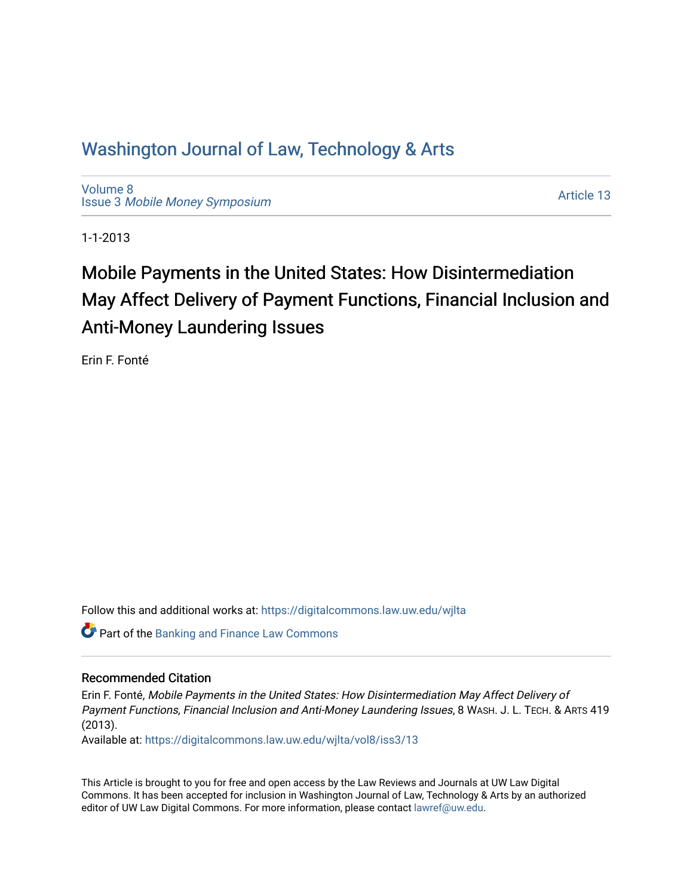# Washington Journal of Law, Technology & Arts

Volume 8
Issue 3 *Mobile Money Symposium*

Article 13

1-1-2013

# Mobile Payments in the United States: How Disintermediation May Affect Delivery of Payment Functions, Financial Inclusion and Anti-Money Laundering Issues

Erin F. Fonté

Follow this and additional works at: https://digitalcommons.law.uw.edu/wjlta

Part of the Banking and Finance Law Commons

## Recommended Citation

Erin F. Fonté, *Mobile Payments in the United States: How Disintermediation May Affect Delivery of Payment Functions, Financial Inclusion and Anti-Money Laundering Issues*, 8 WASH. J. L. TECH. & ARTS 419 (2013).

Available at: https://digitalcommons.law.uw.edu/wjlta/vol8/iss3/13

This Article is brought to you for free and open access by the Law Reviews and Journals at UW Law Digital Commons. It has been accepted for inclusion in Washington Journal of Law, Technology & Arts by an authorized editor of UW Law Digital Commons. For more information, please contact lawref@uw.edu.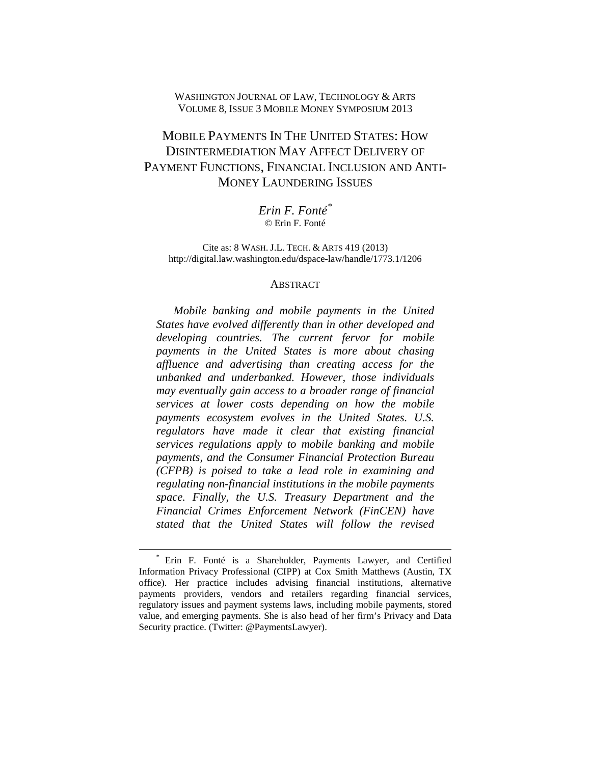WASHINGTON JOURNAL OF LAW, TECHNOLOGY & ARTS
VOLUME 8, ISSUE 3 MOBILE MONEY SYMPOSIUM 2013

# MOBILE PAYMENTS IN THE UNITED STATES: HOW DISINTERMEDIATION MAY AFFECT DELIVERY OF PAYMENT FUNCTIONS, FINANCIAL INCLUSION AND ANTI-MONEY LAUNDERING ISSUES

*Erin F. Fonté*[*]
© Erin F. Fonté

Cite as: 8 WASH. J.L. TECH. & ARTS 419 (2013)
http://digital.law.washington.edu/dspace-law/handle/1773.1/1206

## ABSTRACT

*Mobile banking and mobile payments in the United States have evolved differently than in other developed and developing countries. The current fervor for mobile payments in the United States is more about chasing affluence and advertising than creating access for the unbanked and underbanked. However, those individuals may eventually gain access to a broader range of financial services at lower costs depending on how the mobile payments ecosystem evolves in the United States. U.S. regulators have made it clear that existing financial services regulations apply to mobile banking and mobile payments, and the Consumer Financial Protection Bureau (CFPB) is poised to take a lead role in examining and regulating non-financial institutions in the mobile payments space. Finally, the U.S. Treasury Department and the Financial Crimes Enforcement Network (FinCEN) have stated that the United States will follow the revised*

---

[*] Erin F. Fonté is a Shareholder, Payments Lawyer, and Certified Information Privacy Professional (CIPP) at Cox Smith Matthews (Austin, TX office). Her practice includes advising financial institutions, alternative payments providers, vendors and retailers regarding financial services, regulatory issues and payment systems laws, including mobile payments, stored value, and emerging payments. She is also head of her firm's Privacy and Data Security practice. (Twitter: @PaymentsLawyer).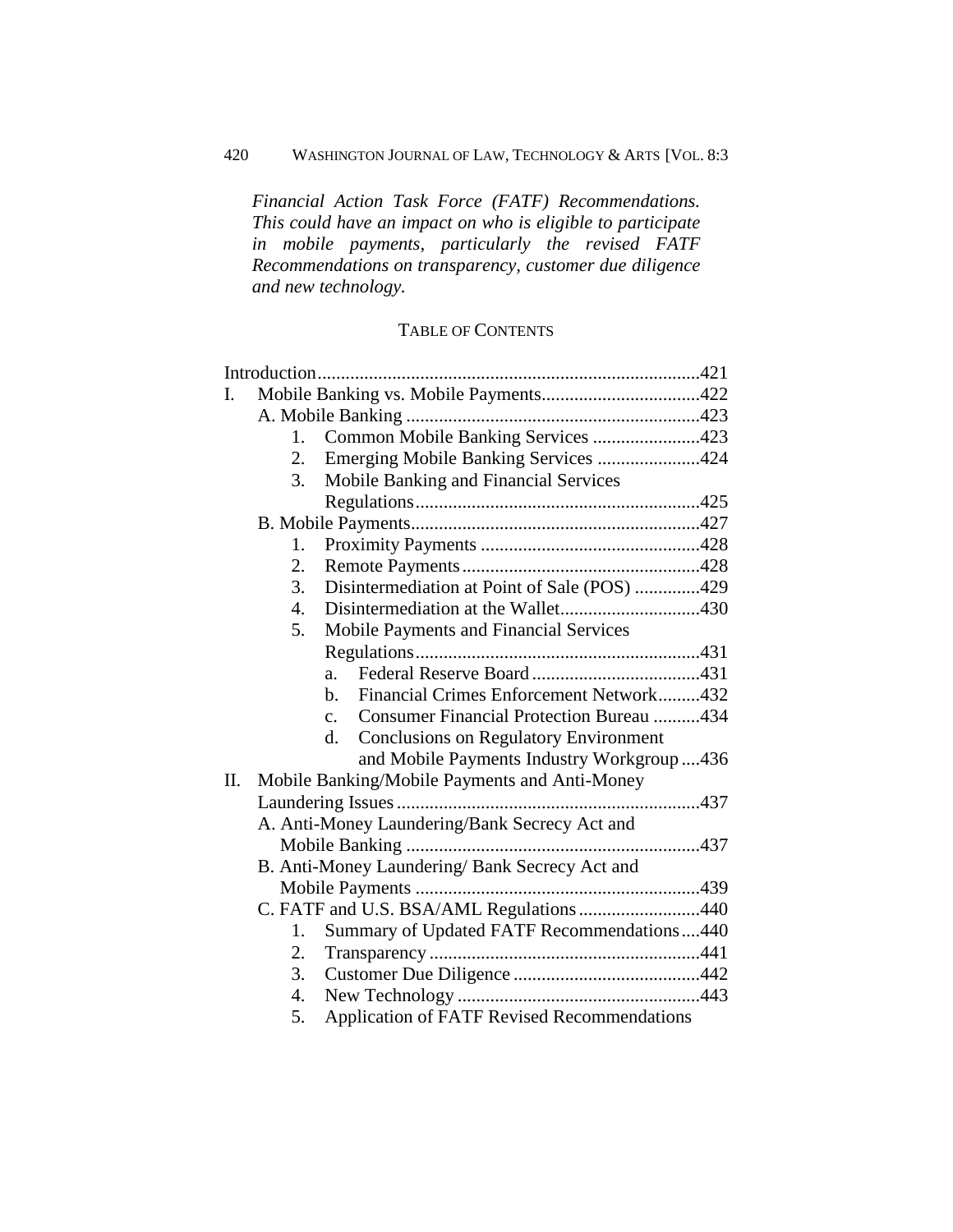*Financial Action Task Force (FATF) Recommendations. This could have an impact on who is eligible to participate in mobile payments, particularly the revised FATF Recommendations on transparency, customer due diligence and new technology.*

## TABLE OF CONTENTS

Introduction .......... 421

I. Mobile Banking vs. Mobile Payments .......... 422
- A. Mobile Banking .......... 423
  1. Common Mobile Banking Services .......... 423
  2. Emerging Mobile Banking Services .......... 424
  3. Mobile Banking and Financial Services Regulations .......... 425
- B. Mobile Payments .......... 427
  1. Proximity Payments .......... 428
  2. Remote Payments .......... 428
  3. Disintermediation at Point of Sale (POS) .......... 429
  4. Disintermediation at the Wallet .......... 430
  5. Mobile Payments and Financial Services Regulations .......... 431
     - a. Federal Reserve Board .......... 431
     - b. Financial Crimes Enforcement Network .......... 432
     - c. Consumer Financial Protection Bureau .......... 434
     - d. Conclusions on Regulatory Environment and Mobile Payments Industry Workgroup .......... 436

II. Mobile Banking/Mobile Payments and Anti-Money Laundering Issues .......... 437
- A. Anti-Money Laundering/Bank Secrecy Act and Mobile Banking .......... 437
- B. Anti-Money Laundering/ Bank Secrecy Act and Mobile Payments .......... 439
- C. FATF and U.S. BSA/AML Regulations .......... 440
  1. Summary of Updated FATF Recommendations .......... 440
  2. Transparency .......... 441
  3. Customer Due Diligence .......... 442
  4. New Technology .......... 443
  5. Application of FATF Revised Recommendations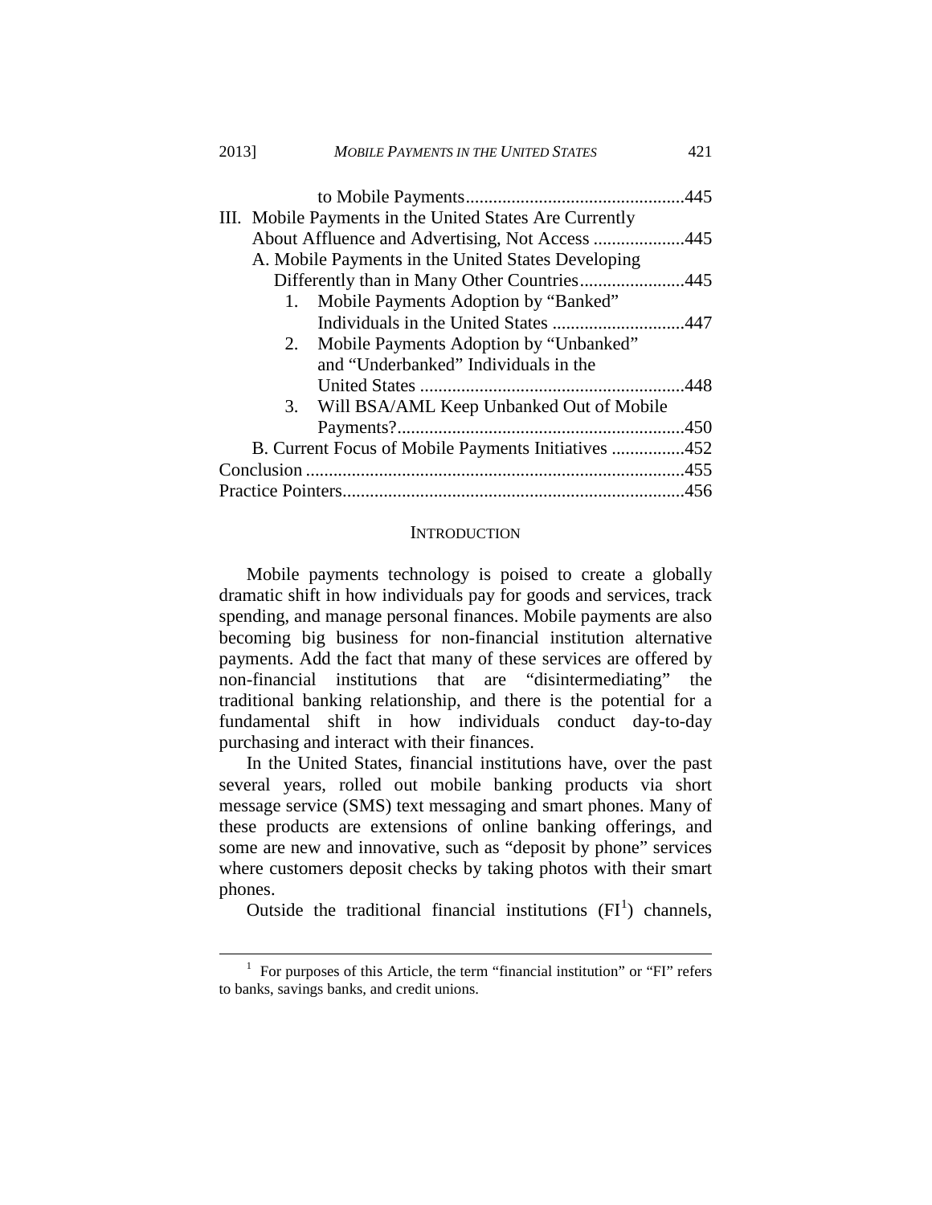to Mobile Payments................................................445

III. Mobile Payments in the United States Are Currently About Affluence and Advertising, Not Access ....................445

A. Mobile Payments in the United States Developing Differently than in Many Other Countries.......................445

1. Mobile Payments Adoption by "Banked" Individuals in the United States .............................447

2. Mobile Payments Adoption by "Unbanked" and "Underbanked" Individuals in the United States ..........................................................448

3. Will BSA/AML Keep Unbanked Out of Mobile Payments?...............................................................450

B. Current Focus of Mobile Payments Initiatives ................452

Conclusion ..................................................................................455

Practice Pointers...........................................................................456

## INTRODUCTION

Mobile payments technology is poised to create a globally dramatic shift in how individuals pay for goods and services, track spending, and manage personal finances. Mobile payments are also becoming big business for non-financial institution alternative payments. Add the fact that many of these services are offered by non-financial institutions that are "disintermediating" the traditional banking relationship, and there is the potential for a fundamental shift in how individuals conduct day-to-day purchasing and interact with their finances.

In the United States, financial institutions have, over the past several years, rolled out mobile banking products via short message service (SMS) text messaging and smart phones. Many of these products are extensions of online banking offerings, and some are new and innovative, such as "deposit by phone" services where customers deposit checks by taking photos with their smart phones.

Outside the traditional financial institutions (FI[1]) channels,

[1] For purposes of this Article, the term "financial institution" or "FI" refers to banks, savings banks, and credit unions.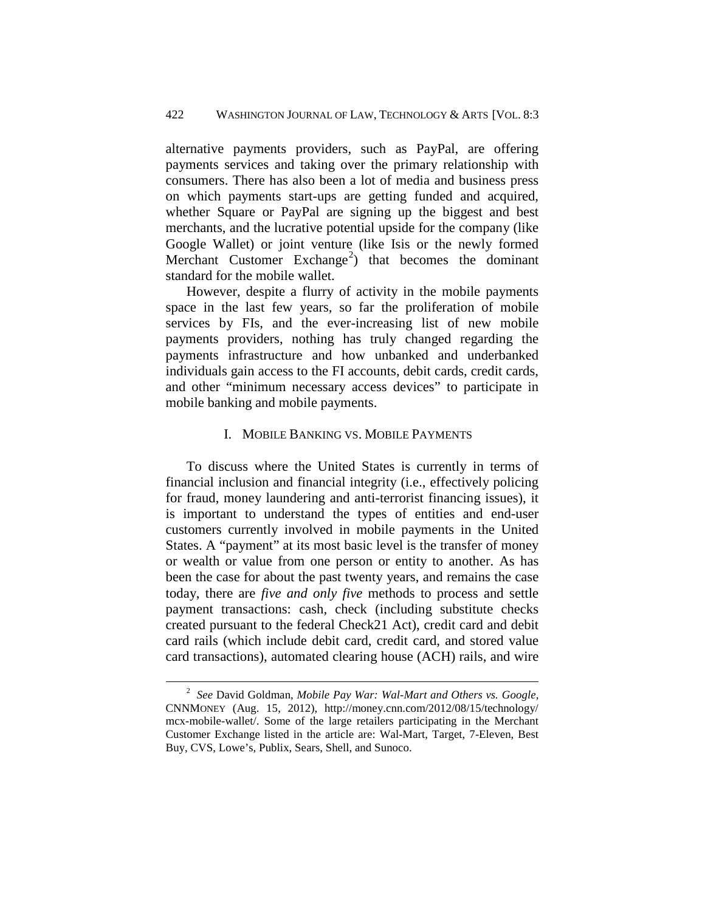alternative payments providers, such as PayPal, are offering payments services and taking over the primary relationship with consumers. There has also been a lot of media and business press on which payments start-ups are getting funded and acquired, whether Square or PayPal are signing up the biggest and best merchants, and the lucrative potential upside for the company (like Google Wallet) or joint venture (like Isis or the newly formed Merchant Customer Exchange[2]) that becomes the dominant standard for the mobile wallet.

However, despite a flurry of activity in the mobile payments space in the last few years, so far the proliferation of mobile services by FIs, and the ever-increasing list of new mobile payments providers, nothing has truly changed regarding the payments infrastructure and how unbanked and underbanked individuals gain access to the FI accounts, debit cards, credit cards, and other "minimum necessary access devices" to participate in mobile banking and mobile payments.

## I. Mobile Banking vs. Mobile Payments

To discuss where the United States is currently in terms of financial inclusion and financial integrity (i.e., effectively policing for fraud, money laundering and anti-terrorist financing issues), it is important to understand the types of entities and end-user customers currently involved in mobile payments in the United States. A "payment" at its most basic level is the transfer of money or wealth or value from one person or entity to another. As has been the case for about the past twenty years, and remains the case today, there are *five and only five* methods to process and settle payment transactions: cash, check (including substitute checks created pursuant to the federal Check21 Act), credit card and debit card rails (which include debit card, credit card, and stored value card transactions), automated clearing house (ACH) rails, and wire

---

[2] *See* David Goldman, *Mobile Pay War: Wal-Mart and Others vs. Google*, CNNMoney (Aug. 15, 2012), http://money.cnn.com/2012/08/15/technology/mcx-mobile-wallet/. Some of the large retailers participating in the Merchant Customer Exchange listed in the article are: Wal-Mart, Target, 7-Eleven, Best Buy, CVS, Lowe's, Publix, Sears, Shell, and Sunoco.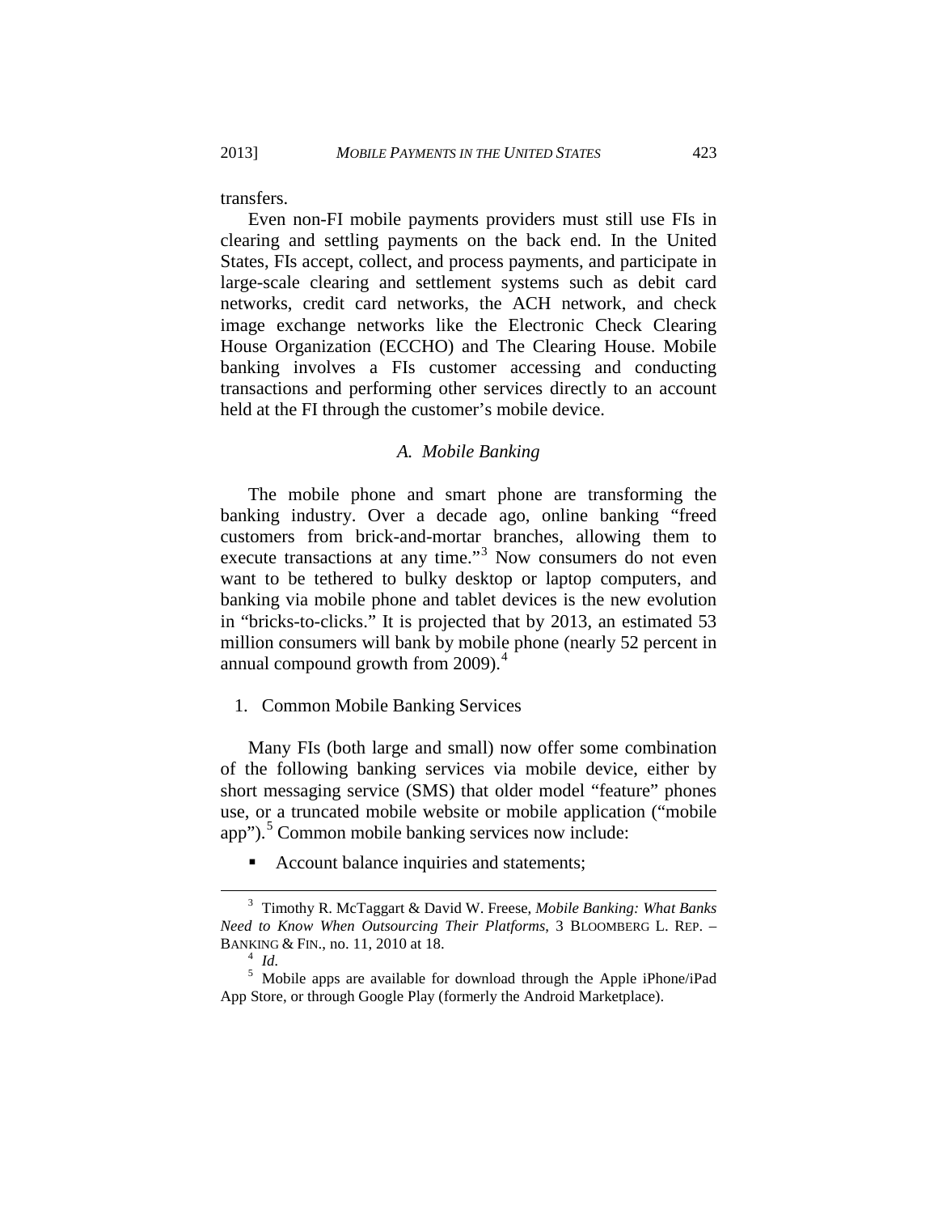transfers.

Even non-FI mobile payments providers must still use FIs in clearing and settling payments on the back end. In the United States, FIs accept, collect, and process payments, and participate in large-scale clearing and settlement systems such as debit card networks, credit card networks, the ACH network, and check image exchange networks like the Electronic Check Clearing House Organization (ECCHO) and The Clearing House. Mobile banking involves a FIs customer accessing and conducting transactions and performing other services directly to an account held at the FI through the customer's mobile device.

### *A. Mobile Banking*

The mobile phone and smart phone are transforming the banking industry. Over a decade ago, online banking "freed customers from brick-and-mortar branches, allowing them to execute transactions at any time."[3] Now consumers do not even want to be tethered to bulky desktop or laptop computers, and banking via mobile phone and tablet devices is the new evolution in "bricks-to-clicks." It is projected that by 2013, an estimated 53 million consumers will bank by mobile phone (nearly 52 percent in annual compound growth from 2009).[4]

#### 1. Common Mobile Banking Services

Many FIs (both large and small) now offer some combination of the following banking services via mobile device, either by short messaging service (SMS) that older model "feature" phones use, or a truncated mobile website or mobile application ("mobile app").[5] Common mobile banking services now include:

- Account balance inquiries and statements;

---

[3] Timothy R. McTaggart & David W. Freese, *Mobile Banking: What Banks Need to Know When Outsourcing Their Platforms*, 3 BLOOMBERG L. REP. – BANKING & FIN., no. 11, 2010 at 18.

[4] *Id.*

[5] Mobile apps are available for download through the Apple iPhone/iPad App Store, or through Google Play (formerly the Android Marketplace).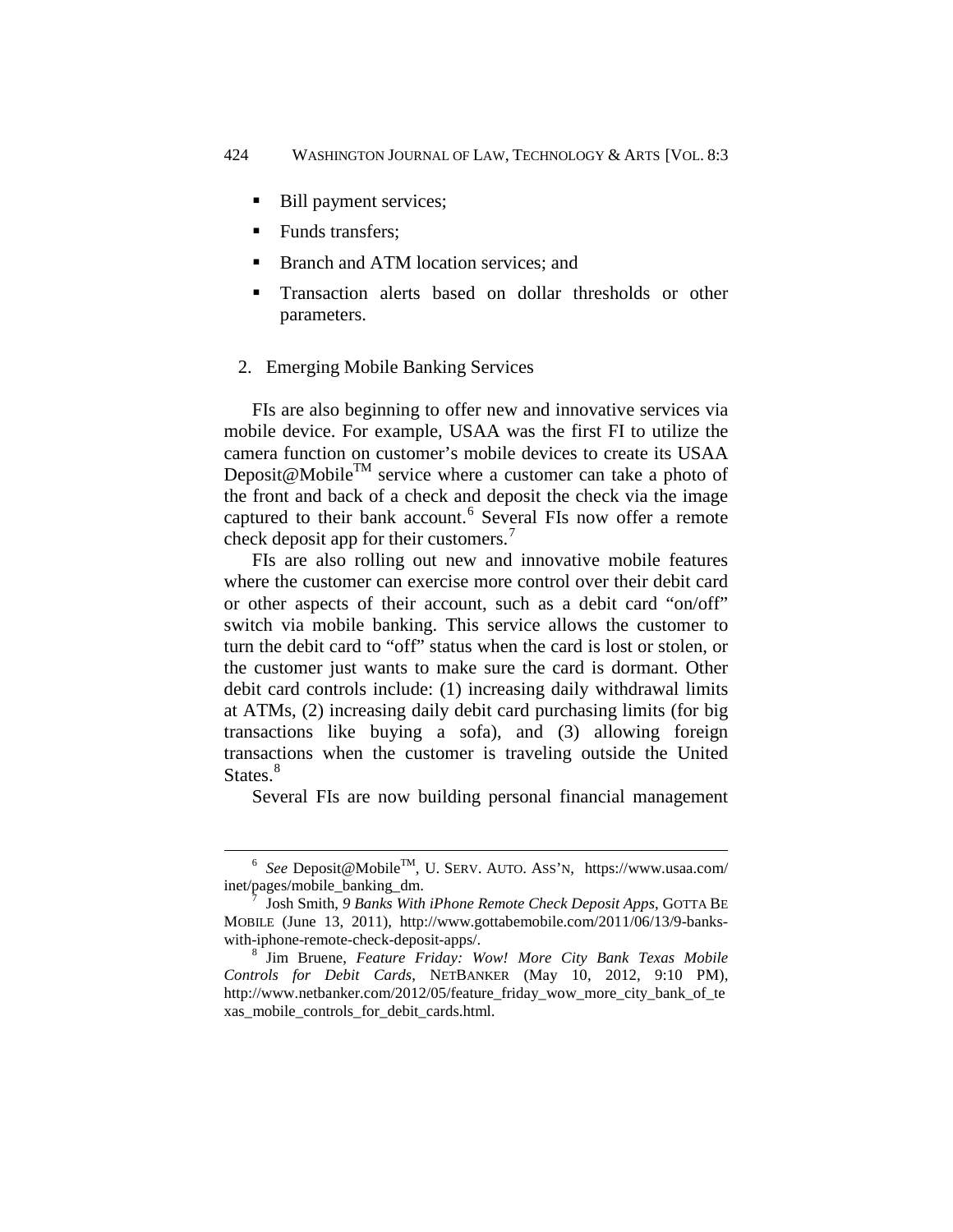- Bill payment services;
- Funds transfers;
- Branch and ATM location services; and
- Transaction alerts based on dollar thresholds or other parameters.

### 2. Emerging Mobile Banking Services

FIs are also beginning to offer new and innovative services via mobile device. For example, USAA was the first FI to utilize the camera function on customer's mobile devices to create its USAA Deposit@Mobile™ service where a customer can take a photo of the front and back of a check and deposit the check via the image captured to their bank account.[6] Several FIs now offer a remote check deposit app for their customers.[7]

FIs are also rolling out new and innovative mobile features where the customer can exercise more control over their debit card or other aspects of their account, such as a debit card "on/off" switch via mobile banking. This service allows the customer to turn the debit card to "off" status when the card is lost or stolen, or the customer just wants to make sure the card is dormant. Other debit card controls include: (1) increasing daily withdrawal limits at ATMs, (2) increasing daily debit card purchasing limits (for big transactions like buying a sofa), and (3) allowing foreign transactions when the customer is traveling outside the United States.[8]

Several FIs are now building personal financial management

---

[6] *See* Deposit@Mobile™, U. SERV. AUTO. ASS'N, https://www.usaa.com/inet/pages/mobile_banking_dm.

[7] Josh Smith, *9 Banks With iPhone Remote Check Deposit Apps*, GOTTA BE MOBILE (June 13, 2011), http://www.gottabemobile.com/2011/06/13/9-banks-with-iphone-remote-check-deposit-apps/.

[8] Jim Bruene, *Feature Friday: Wow! More City Bank Texas Mobile Controls for Debit Cards*, NETBANKER (May 10, 2012, 9:10 PM), http://www.netbanker.com/2012/05/feature_friday_wow_more_city_bank_of_texas_mobile_controls_for_debit_cards.html.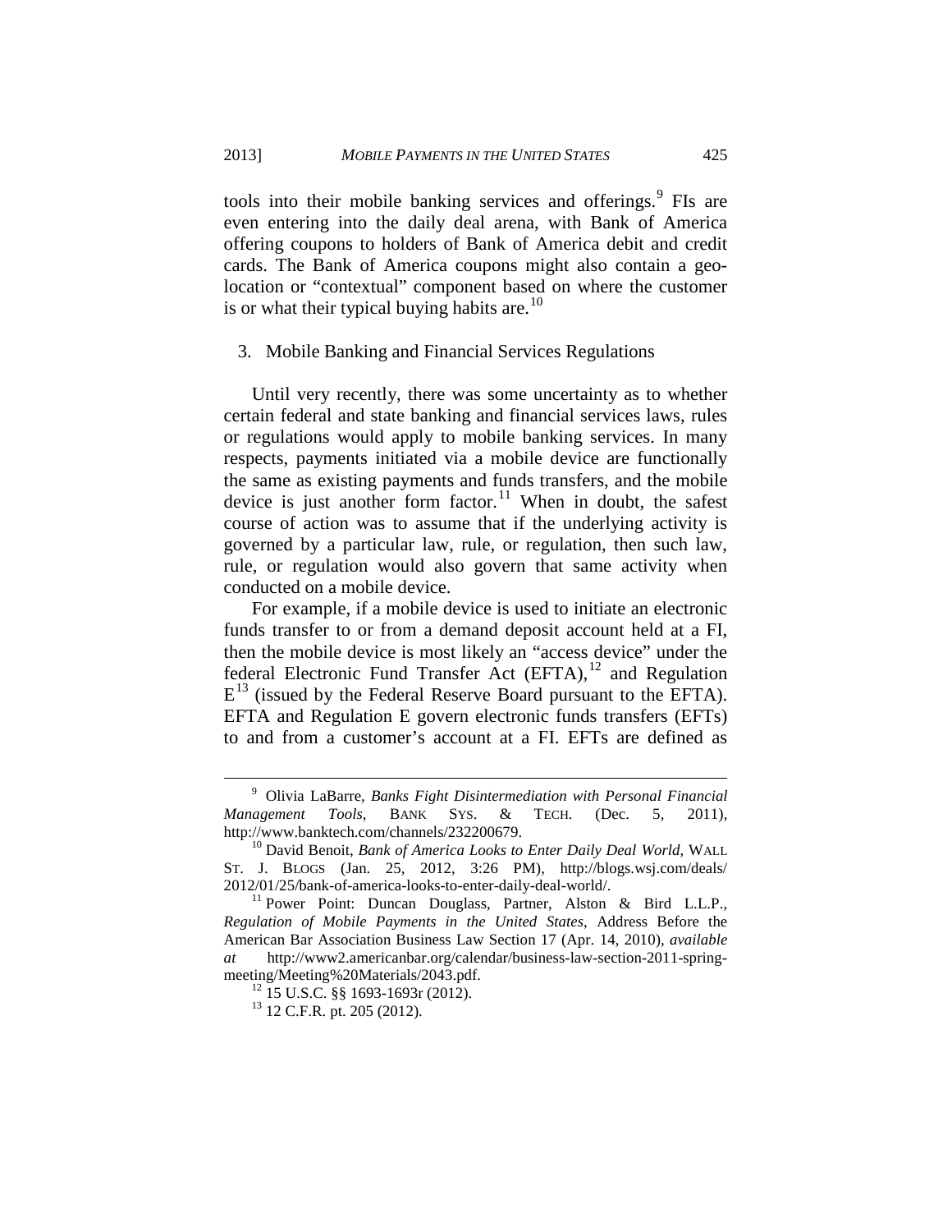tools into their mobile banking services and offerings.[9] FIs are even entering into the daily deal arena, with Bank of America offering coupons to holders of Bank of America debit and credit cards. The Bank of America coupons might also contain a geo-location or "contextual" component based on where the customer is or what their typical buying habits are.[10]

### 3. Mobile Banking and Financial Services Regulations

Until very recently, there was some uncertainty as to whether certain federal and state banking and financial services laws, rules or regulations would apply to mobile banking services. In many respects, payments initiated via a mobile device are functionally the same as existing payments and funds transfers, and the mobile device is just another form factor.[11] When in doubt, the safest course of action was to assume that if the underlying activity is governed by a particular law, rule, or regulation, then such law, rule, or regulation would also govern that same activity when conducted on a mobile device.

For example, if a mobile device is used to initiate an electronic funds transfer to or from a demand deposit account held at a FI, then the mobile device is most likely an "access device" under the federal Electronic Fund Transfer Act (EFTA),[12] and Regulation E[13] (issued by the Federal Reserve Board pursuant to the EFTA). EFTA and Regulation E govern electronic funds transfers (EFTs) to and from a customer's account at a FI. EFTs are defined as

---

[9] Olivia LaBarre, *Banks Fight Disintermediation with Personal Financial Management Tools*, BANK SYS. & TECH. (Dec. 5, 2011), http://www.banktech.com/channels/232200679.

[10] David Benoit, *Bank of America Looks to Enter Daily Deal World*, WALL ST. J. BLOGS (Jan. 25, 2012, 3:26 PM), http://blogs.wsj.com/deals/2012/01/25/bank-of-america-looks-to-enter-daily-deal-world/.

[11] Power Point: Duncan Douglass, Partner, Alston & Bird L.L.P., *Regulation of Mobile Payments in the United States*, Address Before the American Bar Association Business Law Section 17 (Apr. 14, 2010), *available at* http://www2.americanbar.org/calendar/business-law-section-2011-spring-meeting/Meeting%20Materials/2043.pdf.

[12] 15 U.S.C. §§ 1693-1693r (2012).

[13] 12 C.F.R. pt. 205 (2012).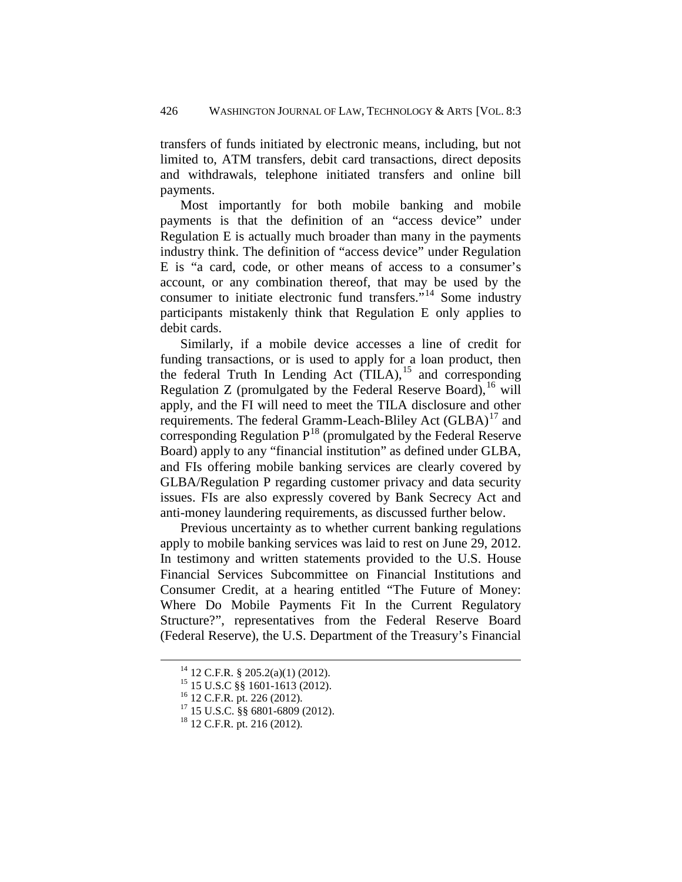transfers of funds initiated by electronic means, including, but not limited to, ATM transfers, debit card transactions, direct deposits and withdrawals, telephone initiated transfers and online bill payments.

Most importantly for both mobile banking and mobile payments is that the definition of an "access device" under Regulation E is actually much broader than many in the payments industry think. The definition of "access device" under Regulation E is "a card, code, or other means of access to a consumer's account, or any combination thereof, that may be used by the consumer to initiate electronic fund transfers."[14] Some industry participants mistakenly think that Regulation E only applies to debit cards.

Similarly, if a mobile device accesses a line of credit for funding transactions, or is used to apply for a loan product, then the federal Truth In Lending Act (TILA),[15] and corresponding Regulation Z (promulgated by the Federal Reserve Board),[16] will apply, and the FI will need to meet the TILA disclosure and other requirements. The federal Gramm-Leach-Bliley Act (GLBA)[17] and corresponding Regulation P[18] (promulgated by the Federal Reserve Board) apply to any "financial institution" as defined under GLBA, and FIs offering mobile banking services are clearly covered by GLBA/Regulation P regarding customer privacy and data security issues. FIs are also expressly covered by Bank Secrecy Act and anti-money laundering requirements, as discussed further below.

Previous uncertainty as to whether current banking regulations apply to mobile banking services was laid to rest on June 29, 2012. In testimony and written statements provided to the U.S. House Financial Services Subcommittee on Financial Institutions and Consumer Credit, at a hearing entitled "The Future of Money: Where Do Mobile Payments Fit In the Current Regulatory Structure?", representatives from the Federal Reserve Board (Federal Reserve), the U.S. Department of the Treasury's Financial

---

[14] 12 C.F.R. § 205.2(a)(1) (2012).

[15] 15 U.S.C §§ 1601-1613 (2012).

[16] 12 C.F.R. pt. 226 (2012).

[17] 15 U.S.C. §§ 6801-6809 (2012).

[18] 12 C.F.R. pt. 216 (2012).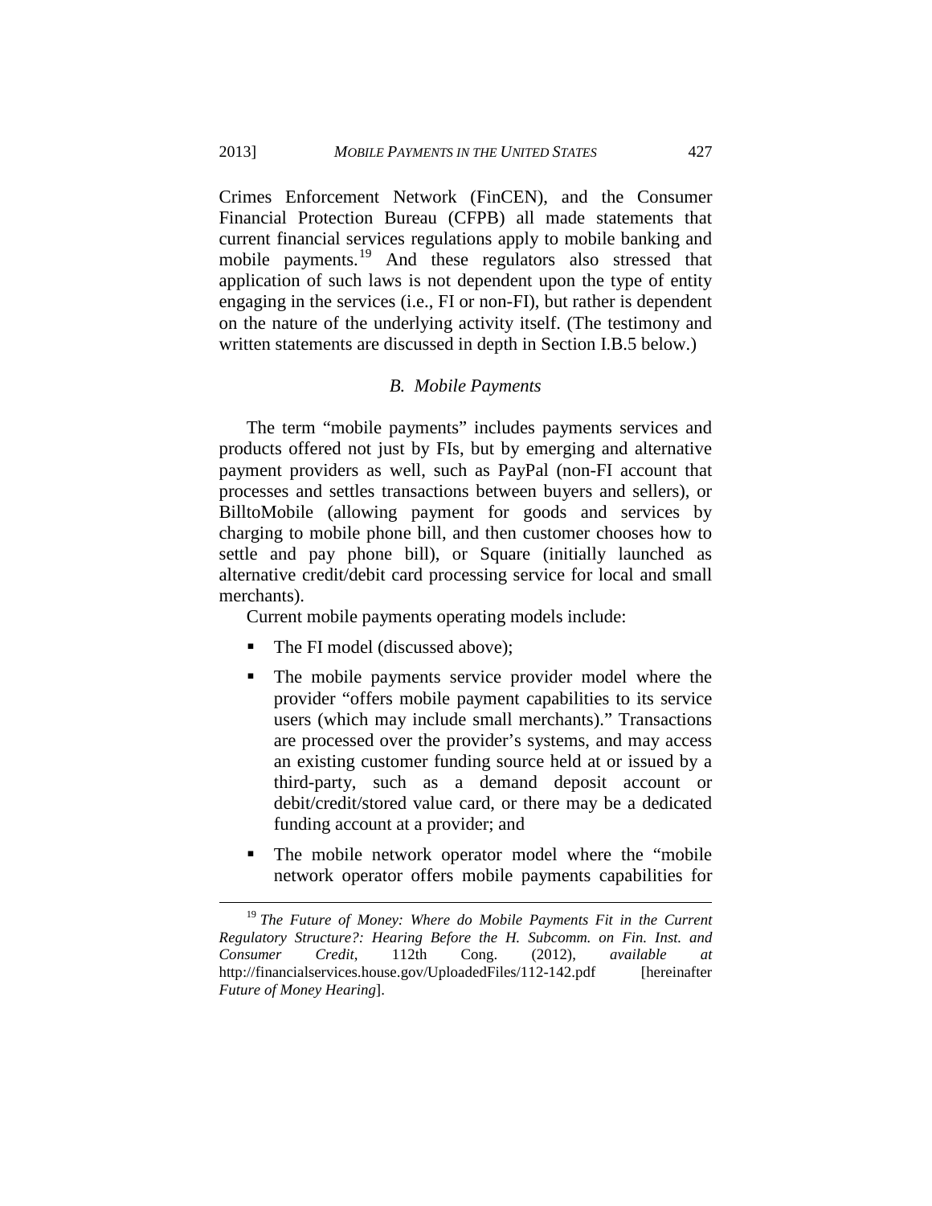Crimes Enforcement Network (FinCEN), and the Consumer Financial Protection Bureau (CFPB) all made statements that current financial services regulations apply to mobile banking and mobile payments.[19] And these regulators also stressed that application of such laws is not dependent upon the type of entity engaging in the services (i.e., FI or non-FI), but rather is dependent on the nature of the underlying activity itself. (The testimony and written statements are discussed in depth in Section I.B.5 below.)

### *B. Mobile Payments*

The term "mobile payments" includes payments services and products offered not just by FIs, but by emerging and alternative payment providers as well, such as PayPal (non-FI account that processes and settles transactions between buyers and sellers), or BilltoMobile (allowing payment for goods and services by charging to mobile phone bill, and then customer chooses how to settle and pay phone bill), or Square (initially launched as alternative credit/debit card processing service for local and small merchants).

Current mobile payments operating models include:

- The FI model (discussed above);
- The mobile payments service provider model where the provider "offers mobile payment capabilities to its service users (which may include small merchants)." Transactions are processed over the provider's systems, and may access an existing customer funding source held at or issued by a third-party, such as a demand deposit account or debit/credit/stored value card, or there may be a dedicated funding account at a provider; and
- The mobile network operator model where the "mobile network operator offers mobile payments capabilities for

---

[19] *The Future of Money: Where do Mobile Payments Fit in the Current Regulatory Structure?: Hearing Before the H. Subcomm. on Fin. Inst. and Consumer Credit*, 112th Cong. (2012), *available at* http://financialservices.house.gov/UploadedFiles/112-142.pdf [hereinafter *Future of Money Hearing*].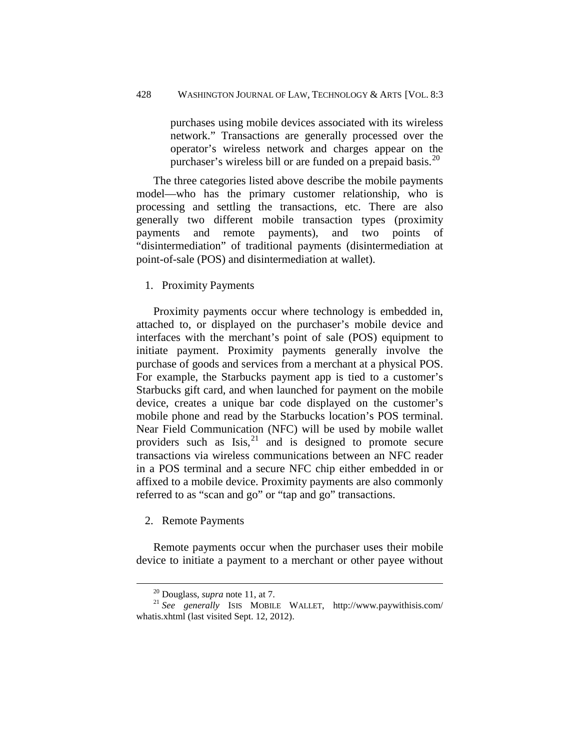> purchases using mobile devices associated with its wireless network." Transactions are generally processed over the operator's wireless network and charges appear on the purchaser's wireless bill or are funded on a prepaid basis.[20]

The three categories listed above describe the mobile payments model—who has the primary customer relationship, who is processing and settling the transactions, etc. There are also generally two different mobile transaction types (proximity payments and remote payments), and two points of "disintermediation" of traditional payments (disintermediation at point-of-sale (POS) and disintermediation at wallet).

1. Proximity Payments

Proximity payments occur where technology is embedded in, attached to, or displayed on the purchaser's mobile device and interfaces with the merchant's point of sale (POS) equipment to initiate payment. Proximity payments generally involve the purchase of goods and services from a merchant at a physical POS. For example, the Starbucks payment app is tied to a customer's Starbucks gift card, and when launched for payment on the mobile device, creates a unique bar code displayed on the customer's mobile phone and read by the Starbucks location's POS terminal. Near Field Communication (NFC) will be used by mobile wallet providers such as Isis,[21] and is designed to promote secure transactions via wireless communications between an NFC reader in a POS terminal and a secure NFC chip either embedded in or affixed to a mobile device. Proximity payments are also commonly referred to as "scan and go" or "tap and go" transactions.

2. Remote Payments

Remote payments occur when the purchaser uses their mobile device to initiate a payment to a merchant or other payee without

---

[20] Douglass, *supra* note 11, at 7.

[21] *See generally* ISIS MOBILE WALLET, http://www.paywithisis.com/whatis.xhtml (last visited Sept. 12, 2012).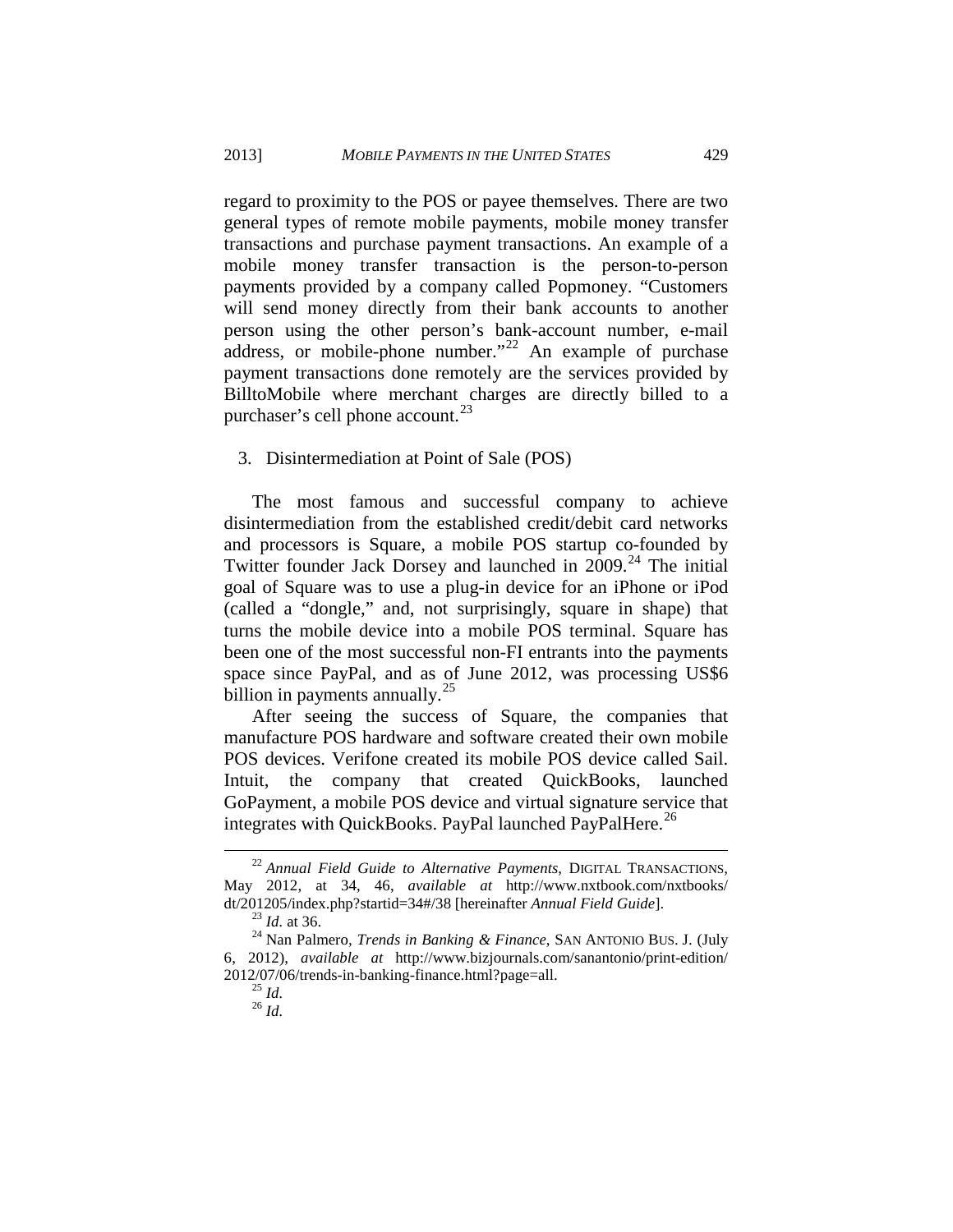regard to proximity to the POS or payee themselves. There are two general types of remote mobile payments, mobile money transfer transactions and purchase payment transactions. An example of a mobile money transfer transaction is the person-to-person payments provided by a company called Popmoney. "Customers will send money directly from their bank accounts to another person using the other person's bank-account number, e-mail address, or mobile-phone number."[22] An example of purchase payment transactions done remotely are the services provided by BilltoMobile where merchant charges are directly billed to a purchaser's cell phone account.[23]

### 3. Disintermediation at Point of Sale (POS)

The most famous and successful company to achieve disintermediation from the established credit/debit card networks and processors is Square, a mobile POS startup co-founded by Twitter founder Jack Dorsey and launched in 2009.[24] The initial goal of Square was to use a plug-in device for an iPhone or iPod (called a "dongle," and, not surprisingly, square in shape) that turns the mobile device into a mobile POS terminal. Square has been one of the most successful non-FI entrants into the payments space since PayPal, and as of June 2012, was processing US$6 billion in payments annually.[25]

After seeing the success of Square, the companies that manufacture POS hardware and software created their own mobile POS devices. Verifone created its mobile POS device called Sail. Intuit, the company that created QuickBooks, launched GoPayment, a mobile POS device and virtual signature service that integrates with QuickBooks. PayPal launched PayPalHere.[26]

---

[22] *Annual Field Guide to Alternative Payments*, DIGITAL TRANSACTIONS, May 2012, at 34, 46, *available at* http://www.nxtbook.com/nxtbooks/dt/201205/index.php?startid=34#/38 [hereinafter *Annual Field Guide*].

[23] *Id.* at 36.

[24] Nan Palmero, *Trends in Banking & Finance,* SAN ANTONIO BUS. J. (July 6, 2012), *available at* http://www.bizjournals.com/sanantonio/print-edition/2012/07/06/trends-in-banking-finance.html?page=all.

[25] *Id.*

[26] *Id.*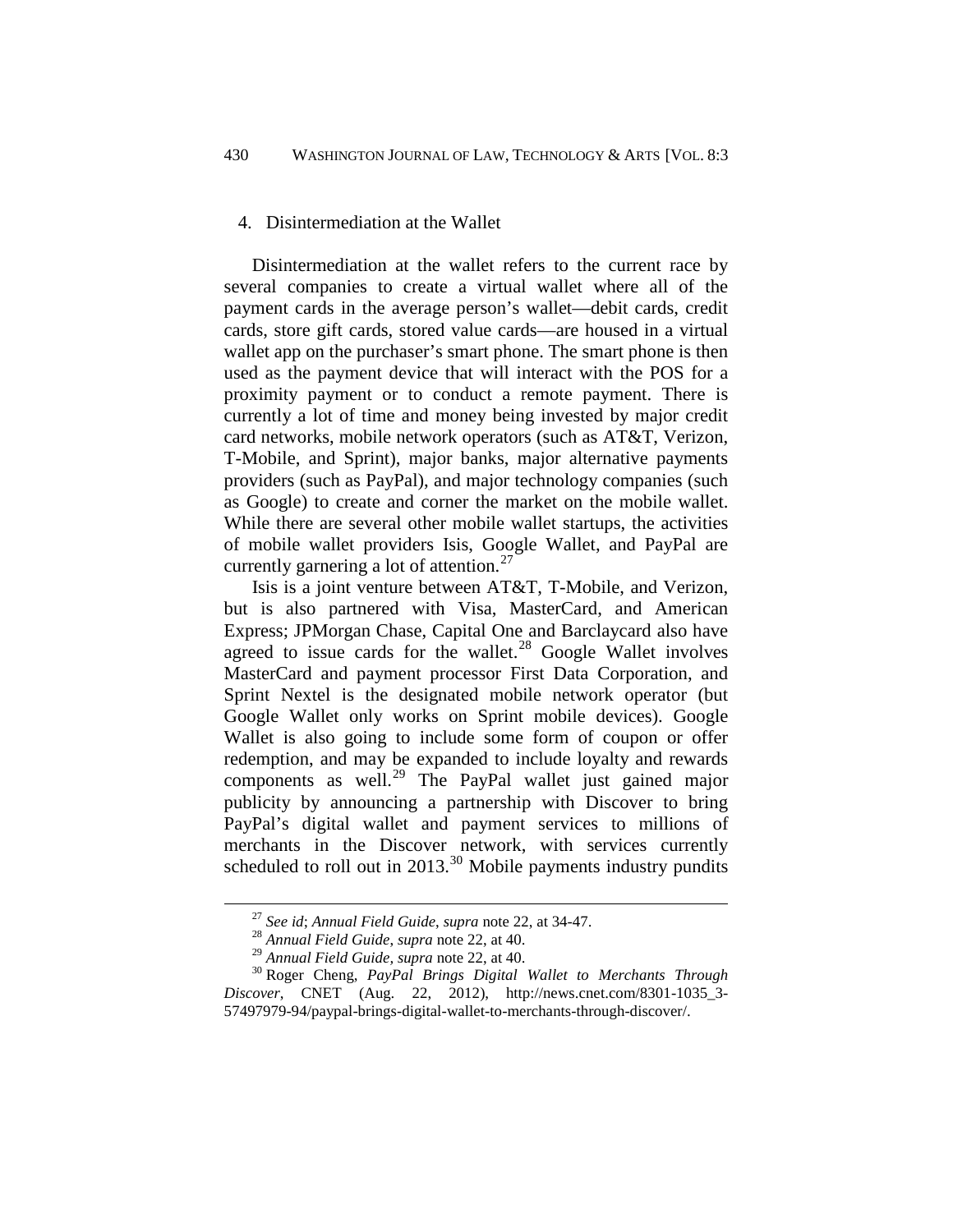### 4. Disintermediation at the Wallet

Disintermediation at the wallet refers to the current race by several companies to create a virtual wallet where all of the payment cards in the average person's wallet—debit cards, credit cards, store gift cards, stored value cards—are housed in a virtual wallet app on the purchaser's smart phone. The smart phone is then used as the payment device that will interact with the POS for a proximity payment or to conduct a remote payment. There is currently a lot of time and money being invested by major credit card networks, mobile network operators (such as AT&T, Verizon, T-Mobile, and Sprint), major banks, major alternative payments providers (such as PayPal), and major technology companies (such as Google) to create and corner the market on the mobile wallet. While there are several other mobile wallet startups, the activities of mobile wallet providers Isis, Google Wallet, and PayPal are currently garnering a lot of attention.[27]

Isis is a joint venture between AT&T, T-Mobile, and Verizon, but is also partnered with Visa, MasterCard, and American Express; JPMorgan Chase, Capital One and Barclaycard also have agreed to issue cards for the wallet.[28] Google Wallet involves MasterCard and payment processor First Data Corporation, and Sprint Nextel is the designated mobile network operator (but Google Wallet only works on Sprint mobile devices). Google Wallet is also going to include some form of coupon or offer redemption, and may be expanded to include loyalty and rewards components as well.[29] The PayPal wallet just gained major publicity by announcing a partnership with Discover to bring PayPal's digital wallet and payment services to millions of merchants in the Discover network, with services currently scheduled to roll out in 2013.[30] Mobile payments industry pundits

---

[27] *See id*; *Annual Field Guide*, *supra* note 22, at 34-47.

[28] *Annual Field Guide*, *supra* note 22, at 40.

[29] *Annual Field Guide*, *supra* note 22, at 40.

[30] Roger Cheng, *PayPal Brings Digital Wallet to Merchants Through Discover*, CNET (Aug. 22, 2012), http://news.cnet.com/8301-1035_3-57497979-94/paypal-brings-digital-wallet-to-merchants-through-discover/.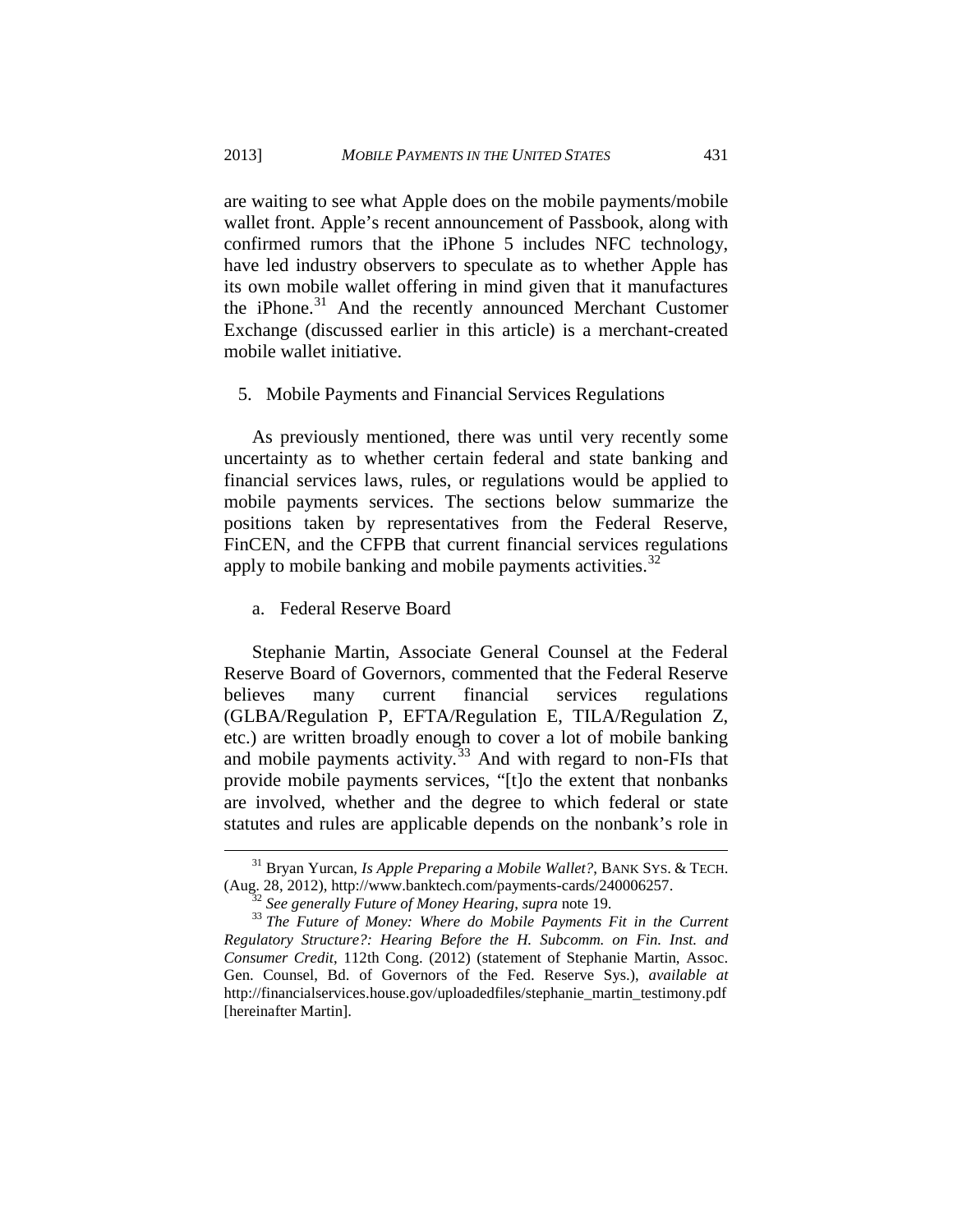are waiting to see what Apple does on the mobile payments/mobile wallet front. Apple's recent announcement of Passbook, along with confirmed rumors that the iPhone 5 includes NFC technology, have led industry observers to speculate as to whether Apple has its own mobile wallet offering in mind given that it manufactures the iPhone.[31] And the recently announced Merchant Customer Exchange (discussed earlier in this article) is a merchant-created mobile wallet initiative.

### 5. Mobile Payments and Financial Services Regulations

As previously mentioned, there was until very recently some uncertainty as to whether certain federal and state banking and financial services laws, rules, or regulations would be applied to mobile payments services. The sections below summarize the positions taken by representatives from the Federal Reserve, FinCEN, and the CFPB that current financial services regulations apply to mobile banking and mobile payments activities.[32]

#### a. Federal Reserve Board

Stephanie Martin, Associate General Counsel at the Federal Reserve Board of Governors, commented that the Federal Reserve believes many current financial services regulations (GLBA/Regulation P, EFTA/Regulation E, TILA/Regulation Z, etc.) are written broadly enough to cover a lot of mobile banking and mobile payments activity.[33] And with regard to non-FIs that provide mobile payments services, "[t]o the extent that nonbanks are involved, whether and the degree to which federal or state statutes and rules are applicable depends on the nonbank's role in

---

[31] Bryan Yurcan, *Is Apple Preparing a Mobile Wallet?*, BANK SYS. & TECH. (Aug. 28, 2012), http://www.banktech.com/payments-cards/240006257.

[32] *See generally Future of Money Hearing*, *supra* note 19.

[33] *The Future of Money: Where do Mobile Payments Fit in the Current Regulatory Structure?: Hearing Before the H. Subcomm. on Fin. Inst. and Consumer Credit*, 112th Cong. (2012) (statement of Stephanie Martin, Assoc. Gen. Counsel, Bd. of Governors of the Fed. Reserve Sys.), *available at* http://financialservices.house.gov/uploadedfiles/stephanie_martin_testimony.pdf [hereinafter Martin].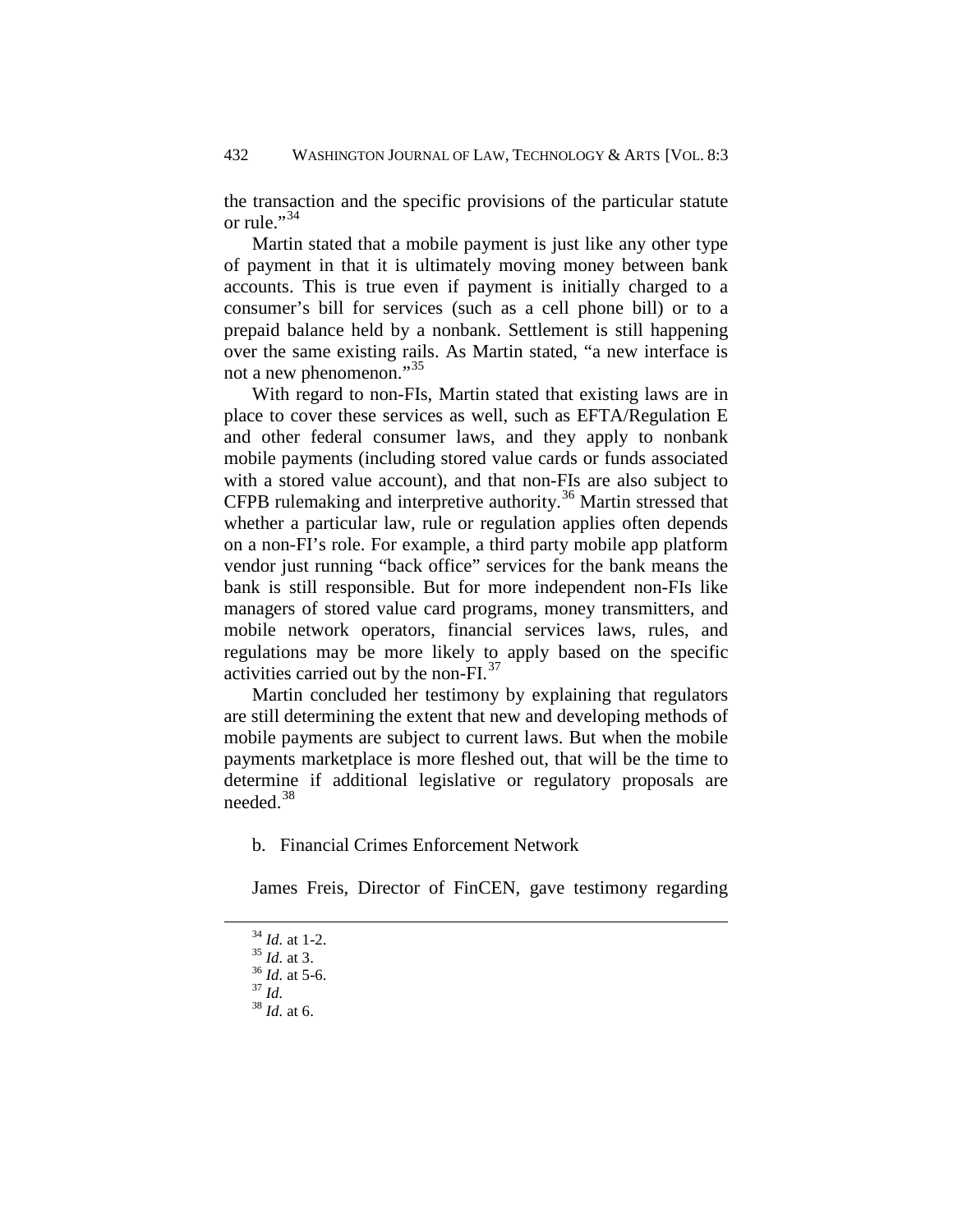the transaction and the specific provisions of the particular statute or rule."[34]

Martin stated that a mobile payment is just like any other type of payment in that it is ultimately moving money between bank accounts. This is true even if payment is initially charged to a consumer's bill for services (such as a cell phone bill) or to a prepaid balance held by a nonbank. Settlement is still happening over the same existing rails. As Martin stated, "a new interface is not a new phenomenon."[35]

With regard to non-FIs, Martin stated that existing laws are in place to cover these services as well, such as EFTA/Regulation E and other federal consumer laws, and they apply to nonbank mobile payments (including stored value cards or funds associated with a stored value account), and that non-FIs are also subject to CFPB rulemaking and interpretive authority.[36] Martin stressed that whether a particular law, rule or regulation applies often depends on a non-FI's role. For example, a third party mobile app platform vendor just running "back office" services for the bank means the bank is still responsible. But for more independent non-FIs like managers of stored value card programs, money transmitters, and mobile network operators, financial services laws, rules, and regulations may be more likely to apply based on the specific activities carried out by the non-FI.[37]

Martin concluded her testimony by explaining that regulators are still determining the extent that new and developing methods of mobile payments are subject to current laws. But when the mobile payments marketplace is more fleshed out, that will be the time to determine if additional legislative or regulatory proposals are needed.[38]

b. Financial Crimes Enforcement Network

James Freis, Director of FinCEN, gave testimony regarding

---

[34] *Id.* at 1-2.
[35] *Id.* at 3.
[36] *Id.* at 5-6.
[37] *Id.*
[38] *Id.* at 6.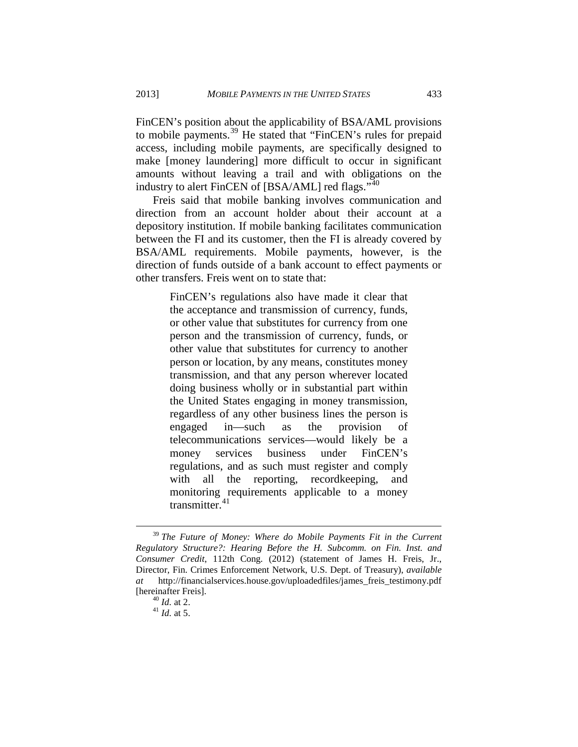FinCEN's position about the applicability of BSA/AML provisions to mobile payments.[39] He stated that "FinCEN's rules for prepaid access, including mobile payments, are specifically designed to make [money laundering] more difficult to occur in significant amounts without leaving a trail and with obligations on the industry to alert FinCEN of [BSA/AML] red flags."[40]

Freis said that mobile banking involves communication and direction from an account holder about their account at a depository institution. If mobile banking facilitates communication between the FI and its customer, then the FI is already covered by BSA/AML requirements. Mobile payments, however, is the direction of funds outside of a bank account to effect payments or other transfers. Freis went on to state that:

> FinCEN's regulations also have made it clear that the acceptance and transmission of currency, funds, or other value that substitutes for currency from one person and the transmission of currency, funds, or other value that substitutes for currency to another person or location, by any means, constitutes money transmission, and that any person wherever located doing business wholly or in substantial part within the United States engaging in money transmission, regardless of any other business lines the person is engaged in—such as the provision of telecommunications services—would likely be a money services business under FinCEN's regulations, and as such must register and comply with all the reporting, recordkeeping, and monitoring requirements applicable to a money transmitter.[41]

---

[39] *The Future of Money: Where do Mobile Payments Fit in the Current Regulatory Structure?: Hearing Before the H. Subcomm. on Fin. Inst. and Consumer Credit*, 112th Cong. (2012) (statement of James H. Freis, Jr., Director, Fin. Crimes Enforcement Network, U.S. Dept. of Treasury), *available at* http://financialservices.house.gov/uploadedfiles/james_freis_testimony.pdf [hereinafter Freis].

[40] *Id.* at 2.

[41] *Id.* at 5.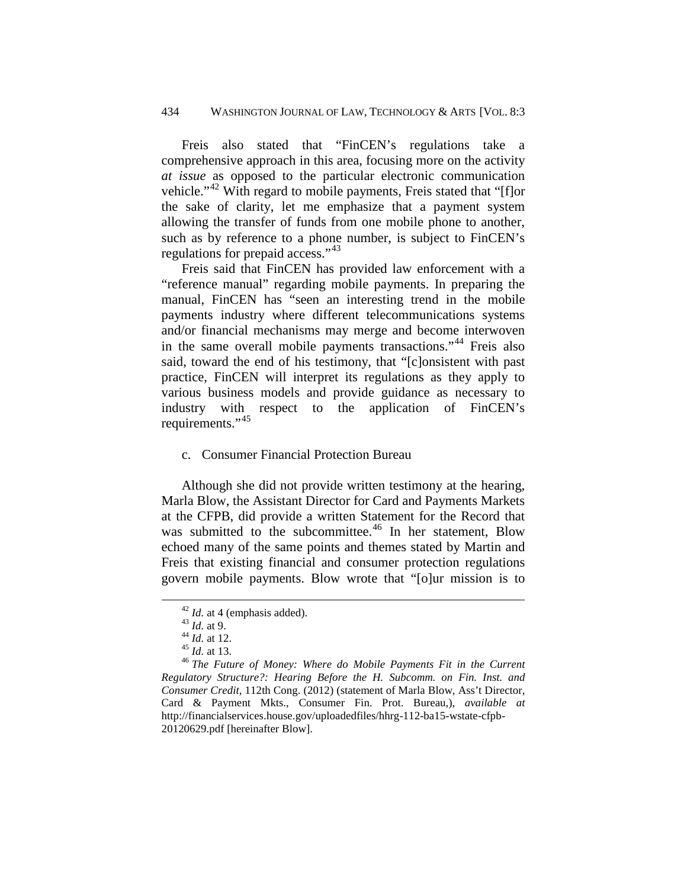Freis also stated that "FinCEN's regulations take a comprehensive approach in this area, focusing more on the activity *at issue* as opposed to the particular electronic communication vehicle."[42] With regard to mobile payments, Freis stated that "[f]or the sake of clarity, let me emphasize that a payment system allowing the transfer of funds from one mobile phone to another, such as by reference to a phone number, is subject to FinCEN's regulations for prepaid access."[43]

Freis said that FinCEN has provided law enforcement with a "reference manual" regarding mobile payments. In preparing the manual, FinCEN has "seen an interesting trend in the mobile payments industry where different telecommunications systems and/or financial mechanisms may merge and become interwoven in the same overall mobile payments transactions."[44] Freis also said, toward the end of his testimony, that "[c]onsistent with past practice, FinCEN will interpret its regulations as they apply to various business models and provide guidance as necessary to industry with respect to the application of FinCEN's requirements."[45]

c. Consumer Financial Protection Bureau

Although she did not provide written testimony at the hearing, Marla Blow, the Assistant Director for Card and Payments Markets at the CFPB, did provide a written Statement for the Record that was submitted to the subcommittee.[46] In her statement, Blow echoed many of the same points and themes stated by Martin and Freis that existing financial and consumer protection regulations govern mobile payments. Blow wrote that "[o]ur mission is to

---

[42] *Id.* at 4 (emphasis added).

[43] *Id.* at 9.

[44] *Id.* at 12.

[45] *Id.* at 13.

[46] *The Future of Money: Where do Mobile Payments Fit in the Current Regulatory Structure?: Hearing Before the H. Subcomm. on Fin. Inst. and Consumer Credit*, 112th Cong. (2012) (statement of Marla Blow, Ass't Director, Card & Payment Mkts., Consumer Fin. Prot. Bureau,), *available at* http://financialservices.house.gov/uploadedfiles/hhrg-112-ba15-wstate-cfpb-20120629.pdf [hereinafter Blow].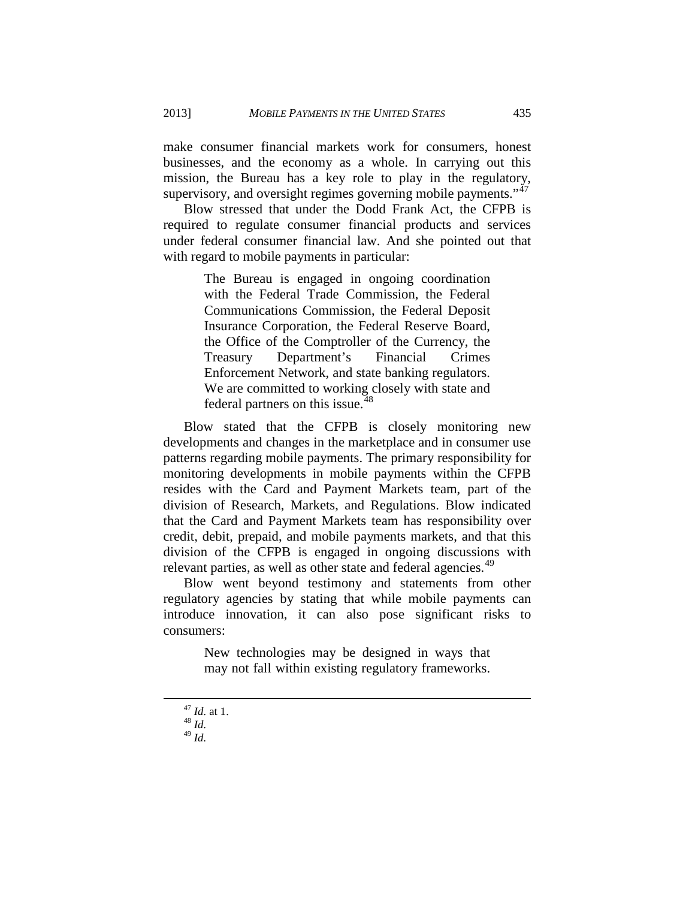make consumer financial markets work for consumers, honest businesses, and the economy as a whole. In carrying out this mission, the Bureau has a key role to play in the regulatory, supervisory, and oversight regimes governing mobile payments."[47]

Blow stressed that under the Dodd Frank Act, the CFPB is required to regulate consumer financial products and services under federal consumer financial law. And she pointed out that with regard to mobile payments in particular:

> The Bureau is engaged in ongoing coordination with the Federal Trade Commission, the Federal Communications Commission, the Federal Deposit Insurance Corporation, the Federal Reserve Board, the Office of the Comptroller of the Currency, the Treasury Department's Financial Crimes Enforcement Network, and state banking regulators. We are committed to working closely with state and federal partners on this issue.[48]

Blow stated that the CFPB is closely monitoring new developments and changes in the marketplace and in consumer use patterns regarding mobile payments. The primary responsibility for monitoring developments in mobile payments within the CFPB resides with the Card and Payment Markets team, part of the division of Research, Markets, and Regulations. Blow indicated that the Card and Payment Markets team has responsibility over credit, debit, prepaid, and mobile payments markets, and that this division of the CFPB is engaged in ongoing discussions with relevant parties, as well as other state and federal agencies.[49]

Blow went beyond testimony and statements from other regulatory agencies by stating that while mobile payments can introduce innovation, it can also pose significant risks to consumers:

> New technologies may be designed in ways that may not fall within existing regulatory frameworks.

---

[47] *Id.* at 1.
[48] *Id.*
[49] *Id.*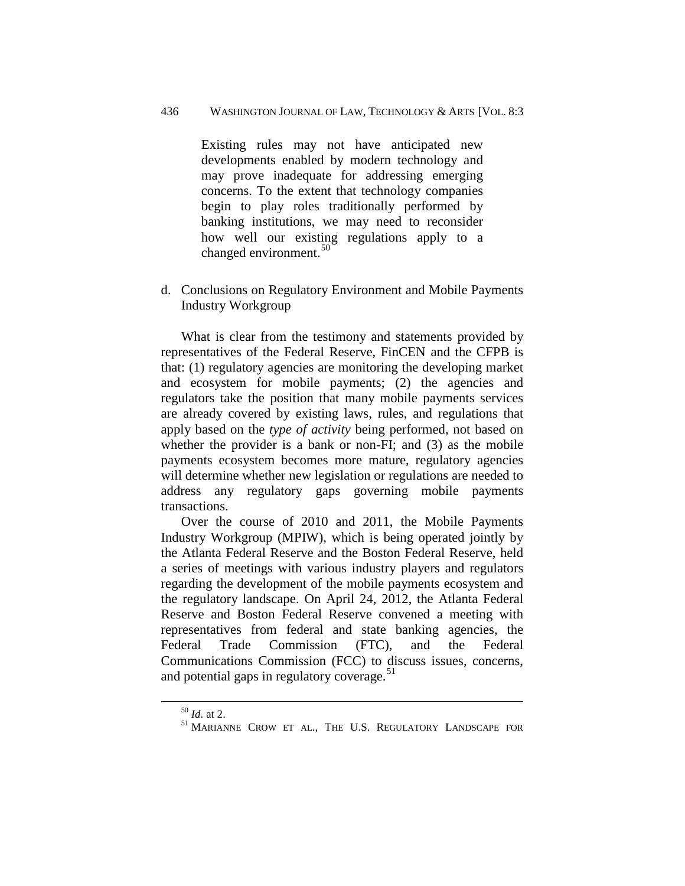> Existing rules may not have anticipated new developments enabled by modern technology and may prove inadequate for addressing emerging concerns. To the extent that technology companies begin to play roles traditionally performed by banking institutions, we may need to reconsider how well our existing regulations apply to a changed environment.[50]

d. Conclusions on Regulatory Environment and Mobile Payments Industry Workgroup

What is clear from the testimony and statements provided by representatives of the Federal Reserve, FinCEN and the CFPB is that: (1) regulatory agencies are monitoring the developing market and ecosystem for mobile payments; (2) the agencies and regulators take the position that many mobile payments services are already covered by existing laws, rules, and regulations that apply based on the *type of activity* being performed, not based on whether the provider is a bank or non-FI; and (3) as the mobile payments ecosystem becomes more mature, regulatory agencies will determine whether new legislation or regulations are needed to address any regulatory gaps governing mobile payments transactions.

Over the course of 2010 and 2011, the Mobile Payments Industry Workgroup (MPIW), which is being operated jointly by the Atlanta Federal Reserve and the Boston Federal Reserve, held a series of meetings with various industry players and regulators regarding the development of the mobile payments ecosystem and the regulatory landscape. On April 24, 2012, the Atlanta Federal Reserve and Boston Federal Reserve convened a meeting with representatives from federal and state banking agencies, the Federal Trade Commission (FTC), and the Federal Communications Commission (FCC) to discuss issues, concerns, and potential gaps in regulatory coverage.[51]

---

[50] *Id.* at 2.

[51] MARIANNE CROW ET AL., THE U.S. REGULATORY LANDSCAPE FOR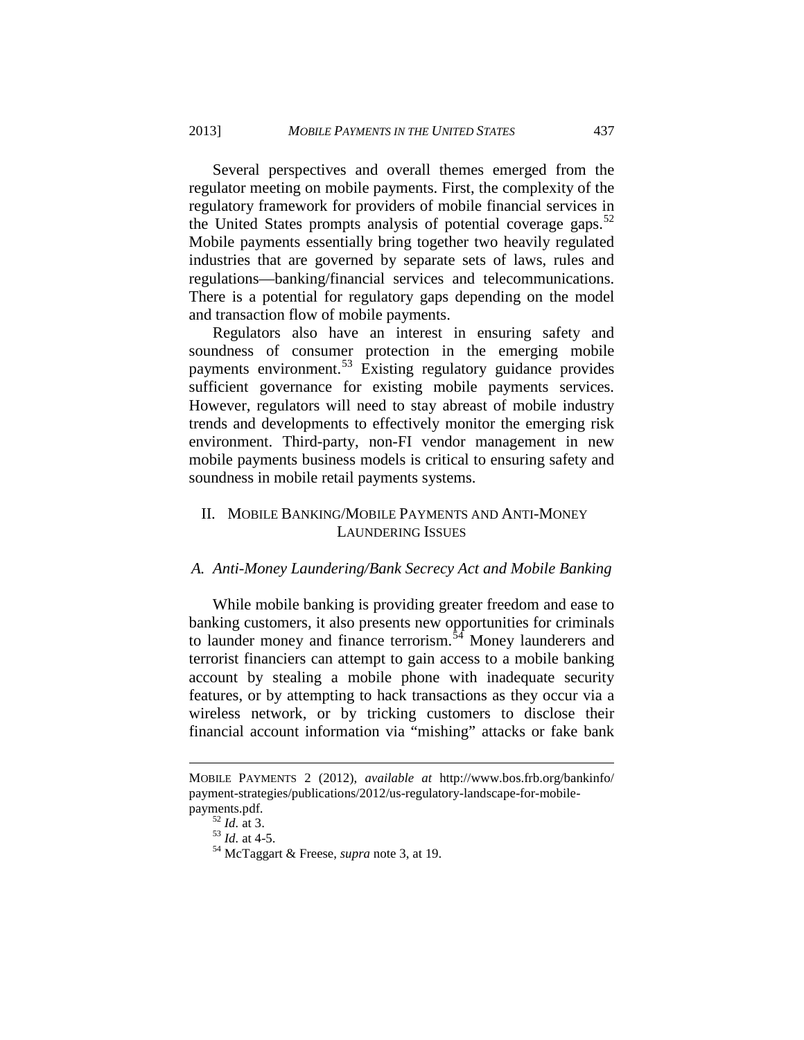Several perspectives and overall themes emerged from the regulator meeting on mobile payments. First, the complexity of the regulatory framework for providers of mobile financial services in the United States prompts analysis of potential coverage gaps.[52] Mobile payments essentially bring together two heavily regulated industries that are governed by separate sets of laws, rules and regulations—banking/financial services and telecommunications. There is a potential for regulatory gaps depending on the model and transaction flow of mobile payments.

Regulators also have an interest in ensuring safety and soundness of consumer protection in the emerging mobile payments environment.[53] Existing regulatory guidance provides sufficient governance for existing mobile payments services. However, regulators will need to stay abreast of mobile industry trends and developments to effectively monitor the emerging risk environment. Third-party, non-FI vendor management in new mobile payments business models is critical to ensuring safety and soundness in mobile retail payments systems.

## II. Mobile Banking/Mobile Payments and Anti-Money Laundering Issues

### *A. Anti-Money Laundering/Bank Secrecy Act and Mobile Banking*

While mobile banking is providing greater freedom and ease to banking customers, it also presents new opportunities for criminals to launder money and finance terrorism.[54] Money launderers and terrorist financiers can attempt to gain access to a mobile banking account by stealing a mobile phone with inadequate security features, or by attempting to hack transactions as they occur via a wireless network, or by tricking customers to disclose their financial account information via "mishing" attacks or fake bank

---

MOBILE PAYMENTS 2 (2012), *available at* http://www.bos.frb.org/bankinfo/payment-strategies/publications/2012/us-regulatory-landscape-for-mobile-payments.pdf.

[52] *Id.* at 3.

[53] *Id.* at 4-5.

[54] McTaggart & Freese, *supra* note 3, at 19.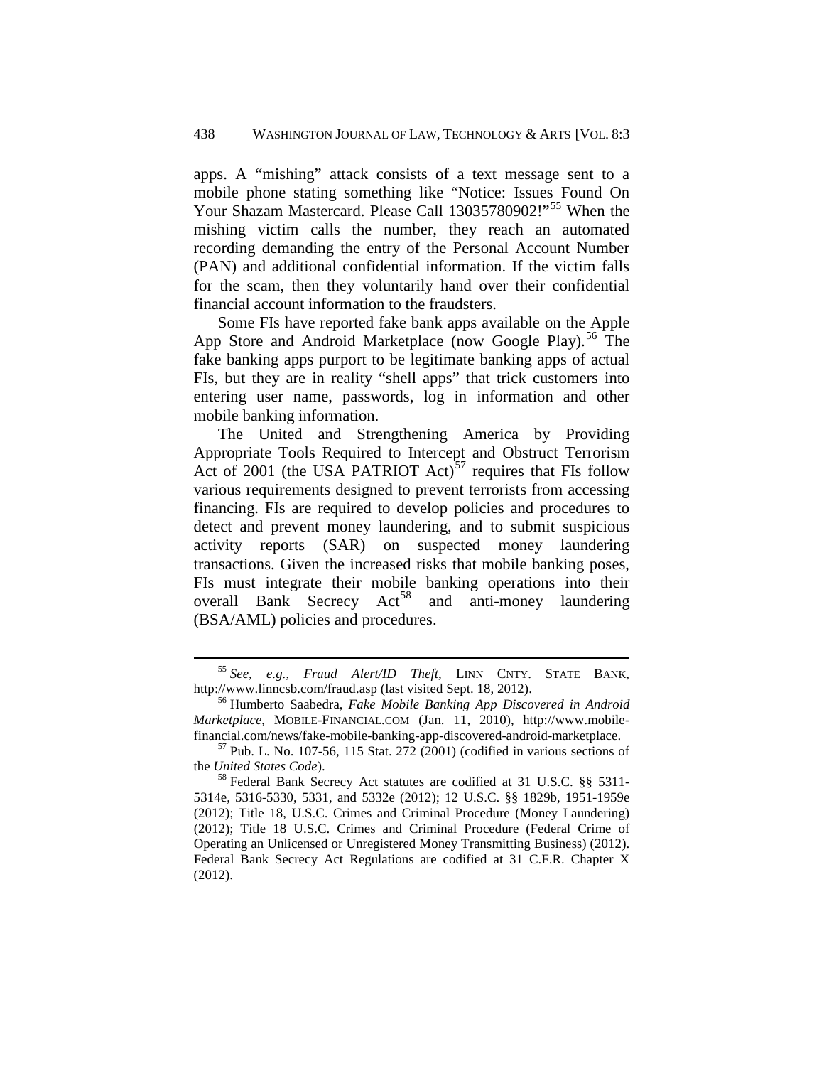apps. A "mishing" attack consists of a text message sent to a mobile phone stating something like "Notice: Issues Found On Your Shazam Mastercard. Please Call 13035780902!"[55] When the mishing victim calls the number, they reach an automated recording demanding the entry of the Personal Account Number (PAN) and additional confidential information. If the victim falls for the scam, then they voluntarily hand over their confidential financial account information to the fraudsters.

Some FIs have reported fake bank apps available on the Apple App Store and Android Marketplace (now Google Play).[56] The fake banking apps purport to be legitimate banking apps of actual FIs, but they are in reality "shell apps" that trick customers into entering user name, passwords, log in information and other mobile banking information.

The United and Strengthening America by Providing Appropriate Tools Required to Intercept and Obstruct Terrorism Act of 2001 (the USA PATRIOT Act)[57] requires that FIs follow various requirements designed to prevent terrorists from accessing financing. FIs are required to develop policies and procedures to detect and prevent money laundering, and to submit suspicious activity reports (SAR) on suspected money laundering transactions. Given the increased risks that mobile banking poses, FIs must integrate their mobile banking operations into their overall Bank Secrecy Act[58] and anti-money laundering (BSA/AML) policies and procedures.

---

[55] *See, e.g.*, *Fraud Alert/ID Theft*, LINN CNTY. STATE BANK, http://www.linncsb.com/fraud.asp (last visited Sept. 18, 2012).

[56] Humberto Saabedra, *Fake Mobile Banking App Discovered in Android Marketplace*, MOBILE-FINANCIAL.COM (Jan. 11, 2010), http://www.mobile-financial.com/news/fake-mobile-banking-app-discovered-android-marketplace.

[57] Pub. L. No. 107-56, 115 Stat. 272 (2001) (codified in various sections of the *United States Code*).

[58] Federal Bank Secrecy Act statutes are codified at 31 U.S.C. §§ 5311-5314e, 5316-5330, 5331, and 5332e (2012); 12 U.S.C. §§ 1829b, 1951-1959e (2012); Title 18, U.S.C. Crimes and Criminal Procedure (Money Laundering) (2012); Title 18 U.S.C. Crimes and Criminal Procedure (Federal Crime of Operating an Unlicensed or Unregistered Money Transmitting Business) (2012). Federal Bank Secrecy Act Regulations are codified at 31 C.F.R. Chapter X (2012).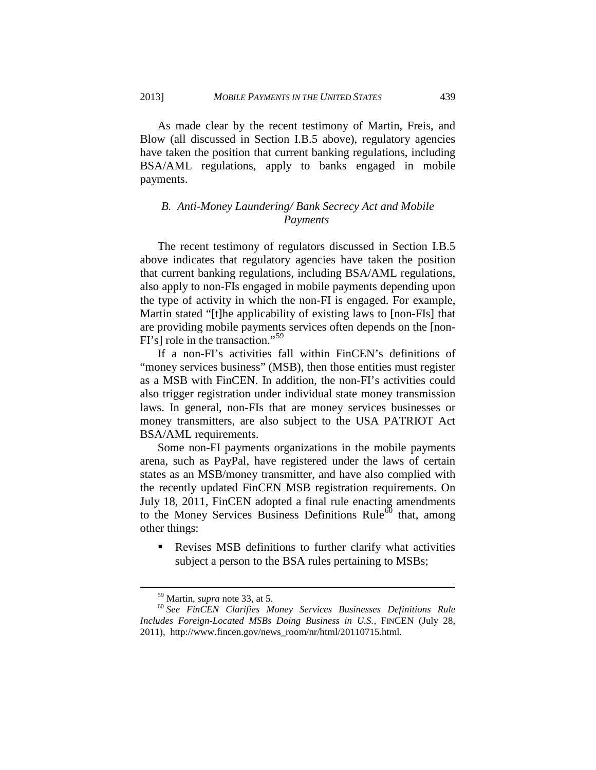As made clear by the recent testimony of Martin, Freis, and Blow (all discussed in Section I.B.5 above), regulatory agencies have taken the position that current banking regulations, including BSA/AML regulations, apply to banks engaged in mobile payments.

### *B. Anti-Money Laundering/ Bank Secrecy Act and Mobile Payments*

The recent testimony of regulators discussed in Section I.B.5 above indicates that regulatory agencies have taken the position that current banking regulations, including BSA/AML regulations, also apply to non-FIs engaged in mobile payments depending upon the type of activity in which the non-FI is engaged. For example, Martin stated "[t]he applicability of existing laws to [non-FIs] that are providing mobile payments services often depends on the [non-FI's] role in the transaction."[59]

If a non-FI's activities fall within FinCEN's definitions of "money services business" (MSB), then those entities must register as a MSB with FinCEN. In addition, the non-FI's activities could also trigger registration under individual state money transmission laws. In general, non-FIs that are money services businesses or money transmitters, are also subject to the USA PATRIOT Act BSA/AML requirements.

Some non-FI payments organizations in the mobile payments arena, such as PayPal, have registered under the laws of certain states as an MSB/money transmitter, and have also complied with the recently updated FinCEN MSB registration requirements. On July 18, 2011, FinCEN adopted a final rule enacting amendments to the Money Services Business Definitions Rule[60] that, among other things:

- Revises MSB definitions to further clarify what activities subject a person to the BSA rules pertaining to MSBs;

---

[59] Martin, *supra* note 33, at 5.

[60] *See FinCEN Clarifies Money Services Businesses Definitions Rule Includes Foreign-Located MSBs Doing Business in U.S.*, FINCEN (July 28, 2011), http://www.fincen.gov/news_room/nr/html/20110715.html.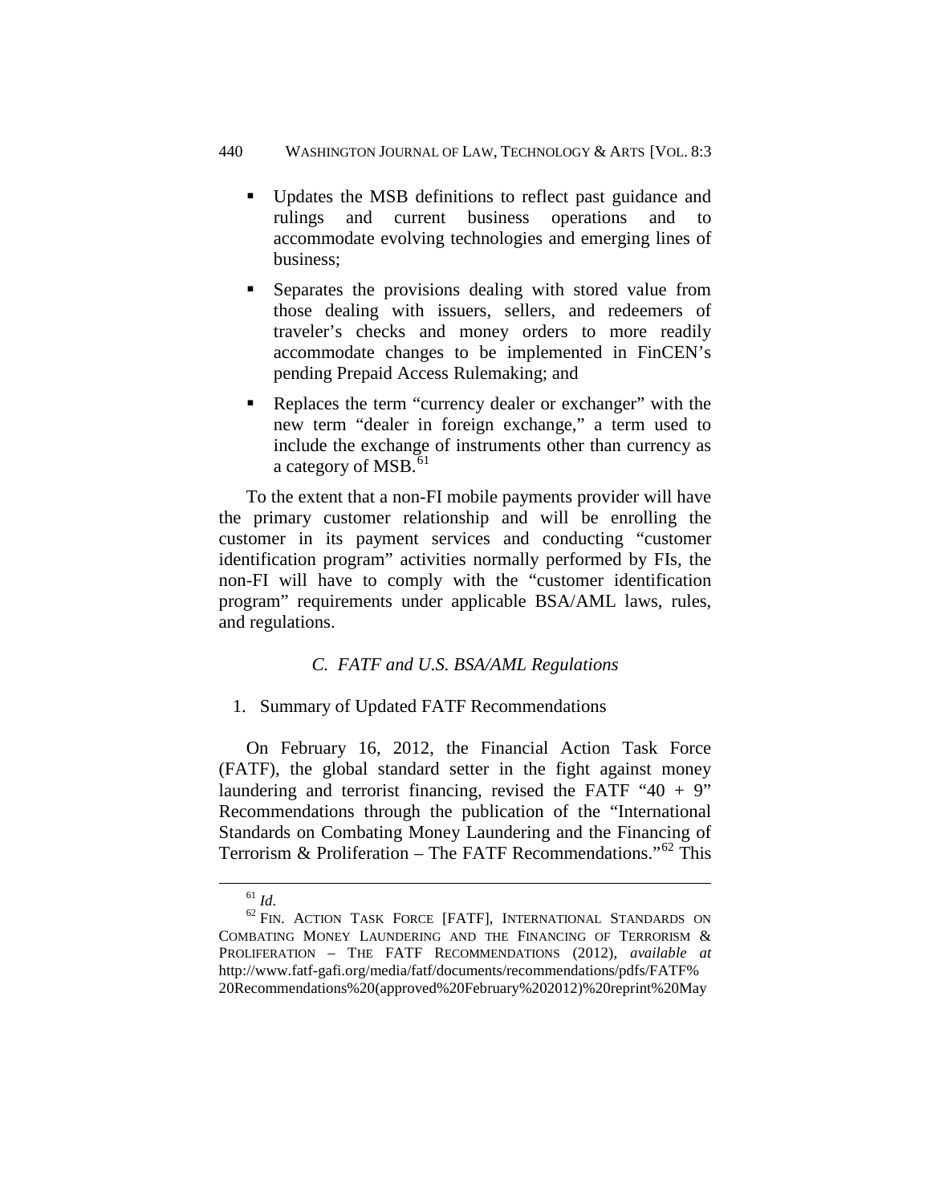- Updates the MSB definitions to reflect past guidance and rulings and current business operations and to accommodate evolving technologies and emerging lines of business;
- Separates the provisions dealing with stored value from those dealing with issuers, sellers, and redeemers of traveler's checks and money orders to more readily accommodate changes to be implemented in FinCEN's pending Prepaid Access Rulemaking; and
- Replaces the term "currency dealer or exchanger" with the new term "dealer in foreign exchange," a term used to include the exchange of instruments other than currency as a category of MSB.[61]

To the extent that a non-FI mobile payments provider will have the primary customer relationship and will be enrolling the customer in its payment services and conducting "customer identification program" activities normally performed by FIs, the non-FI will have to comply with the "customer identification program" requirements under applicable BSA/AML laws, rules, and regulations.

### *C. FATF and U.S. BSA/AML Regulations*

#### 1. Summary of Updated FATF Recommendations

On February 16, 2012, the Financial Action Task Force (FATF), the global standard setter in the fight against money laundering and terrorist financing, revised the FATF "40 + 9" Recommendations through the publication of the "International Standards on Combating Money Laundering and the Financing of Terrorism & Proliferation – The FATF Recommendations."[62] This

---

[61] *Id.*

[62] FIN. ACTION TASK FORCE [FATF], INTERNATIONAL STANDARDS ON COMBATING MONEY LAUNDERING AND THE FINANCING OF TERRORISM & PROLIFERATION – THE FATF RECOMMENDATIONS (2012), *available at* http://www.fatf-gafi.org/media/fatf/documents/recommendations/pdfs/FATF%20Recommendations%20(approved%20February%202012)%20reprint%20May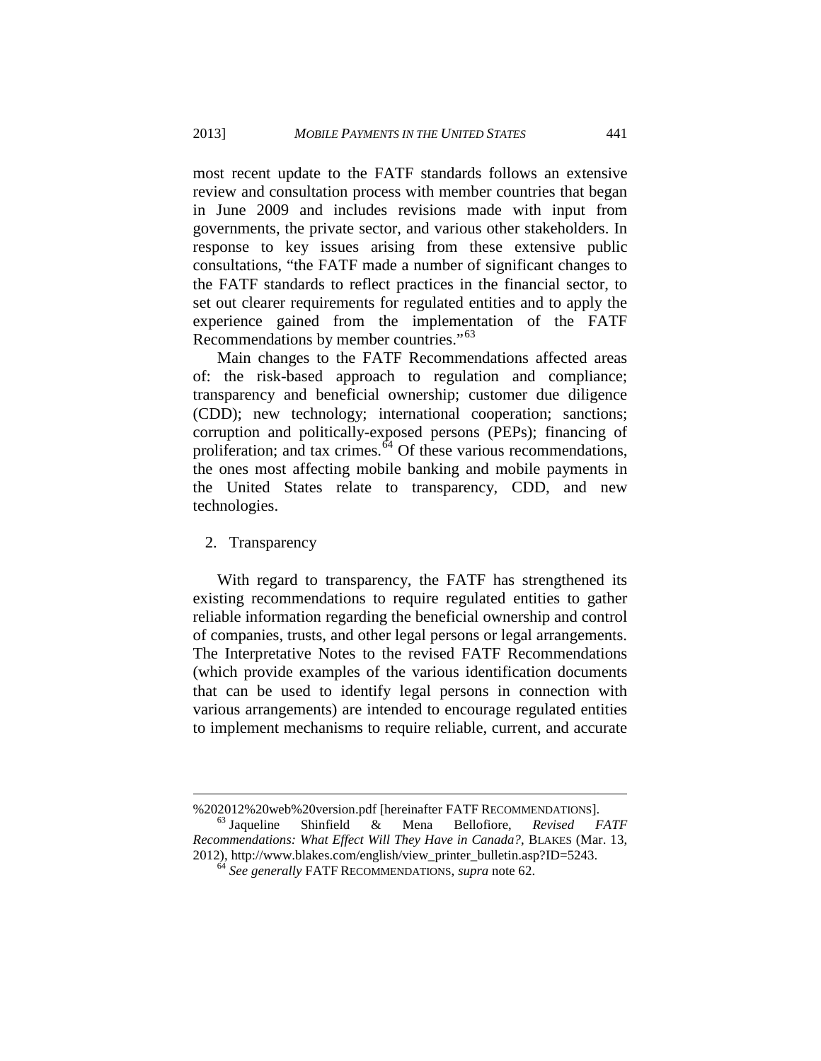most recent update to the FATF standards follows an extensive review and consultation process with member countries that began in June 2009 and includes revisions made with input from governments, the private sector, and various other stakeholders. In response to key issues arising from these extensive public consultations, "the FATF made a number of significant changes to the FATF standards to reflect practices in the financial sector, to set out clearer requirements for regulated entities and to apply the experience gained from the implementation of the FATF Recommendations by member countries."[63]

Main changes to the FATF Recommendations affected areas of: the risk-based approach to regulation and compliance; transparency and beneficial ownership; customer due diligence (CDD); new technology; international cooperation; sanctions; corruption and politically-exposed persons (PEPs); financing of proliferation; and tax crimes.[64] Of these various recommendations, the ones most affecting mobile banking and mobile payments in the United States relate to transparency, CDD, and new technologies.

2. Transparency

With regard to transparency, the FATF has strengthened its existing recommendations to require regulated entities to gather reliable information regarding the beneficial ownership and control of companies, trusts, and other legal persons or legal arrangements. The Interpretative Notes to the revised FATF Recommendations (which provide examples of the various identification documents that can be used to identify legal persons in connection with various arrangements) are intended to encourage regulated entities to implement mechanisms to require reliable, current, and accurate

---

%202012%20web%20version.pdf [hereinafter FATF RECOMMENDATIONS].

[63] Jaqueline Shinfield & Mena Bellofiore, *Revised FATF Recommendations: What Effect Will They Have in Canada?*, BLAKES (Mar. 13, 2012), http://www.blakes.com/english/view_printer_bulletin.asp?ID=5243.

[64] *See generally* FATF RECOMMENDATIONS, *supra* note 62.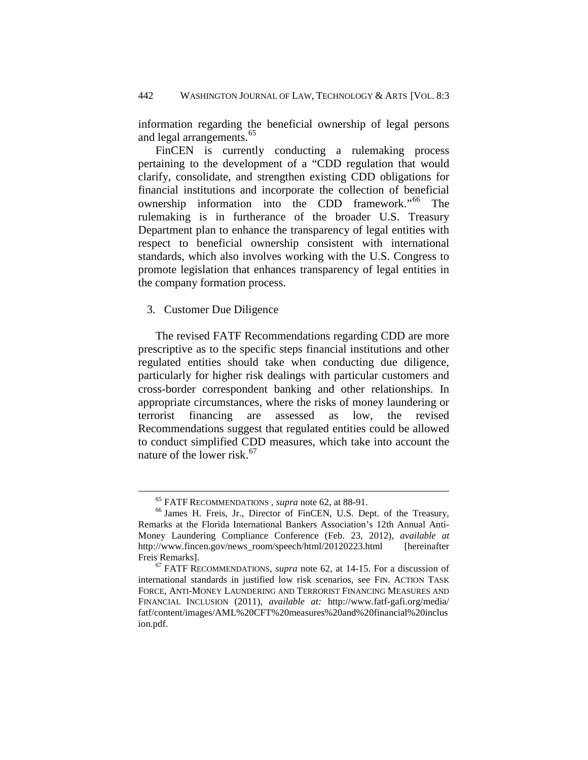information regarding the beneficial ownership of legal persons and legal arrangements.[65]

FinCEN is currently conducting a rulemaking process pertaining to the development of a "CDD regulation that would clarify, consolidate, and strengthen existing CDD obligations for financial institutions and incorporate the collection of beneficial ownership information into the CDD framework."[66] The rulemaking is in furtherance of the broader U.S. Treasury Department plan to enhance the transparency of legal entities with respect to beneficial ownership consistent with international standards, which also involves working with the U.S. Congress to promote legislation that enhances transparency of legal entities in the company formation process.

### 3. Customer Due Diligence

The revised FATF Recommendations regarding CDD are more prescriptive as to the specific steps financial institutions and other regulated entities should take when conducting due diligence, particularly for higher risk dealings with particular customers and cross-border correspondent banking and other relationships. In appropriate circumstances, where the risks of money laundering or terrorist financing are assessed as low, the revised Recommendations suggest that regulated entities could be allowed to conduct simplified CDD measures, which take into account the nature of the lower risk.[67]

---

[65] FATF RECOMMENDATIONS , *supra* note 62, at 88-91.

[66] James H. Freis, Jr., Director of FinCEN, U.S. Dept. of the Treasury, Remarks at the Florida International Bankers Association's 12th Annual Anti-Money Laundering Compliance Conference (Feb. 23, 2012), *available at* http://www.fincen.gov/news_room/speech/html/20120223.html [hereinafter Freis Remarks].

[67] FATF RECOMMENDATIONS, *supra* note 62, at 14-15. For a discussion of international standards in justified low risk scenarios, see FIN. ACTION TASK FORCE, ANTI-MONEY LAUNDERING AND TERRORIST FINANCING MEASURES AND FINANCIAL INCLUSION (2011), *available at:* http://www.fatf-gafi.org/media/fatf/content/images/AML%20CFT%20measures%20and%20financial%20inclusion.pdf.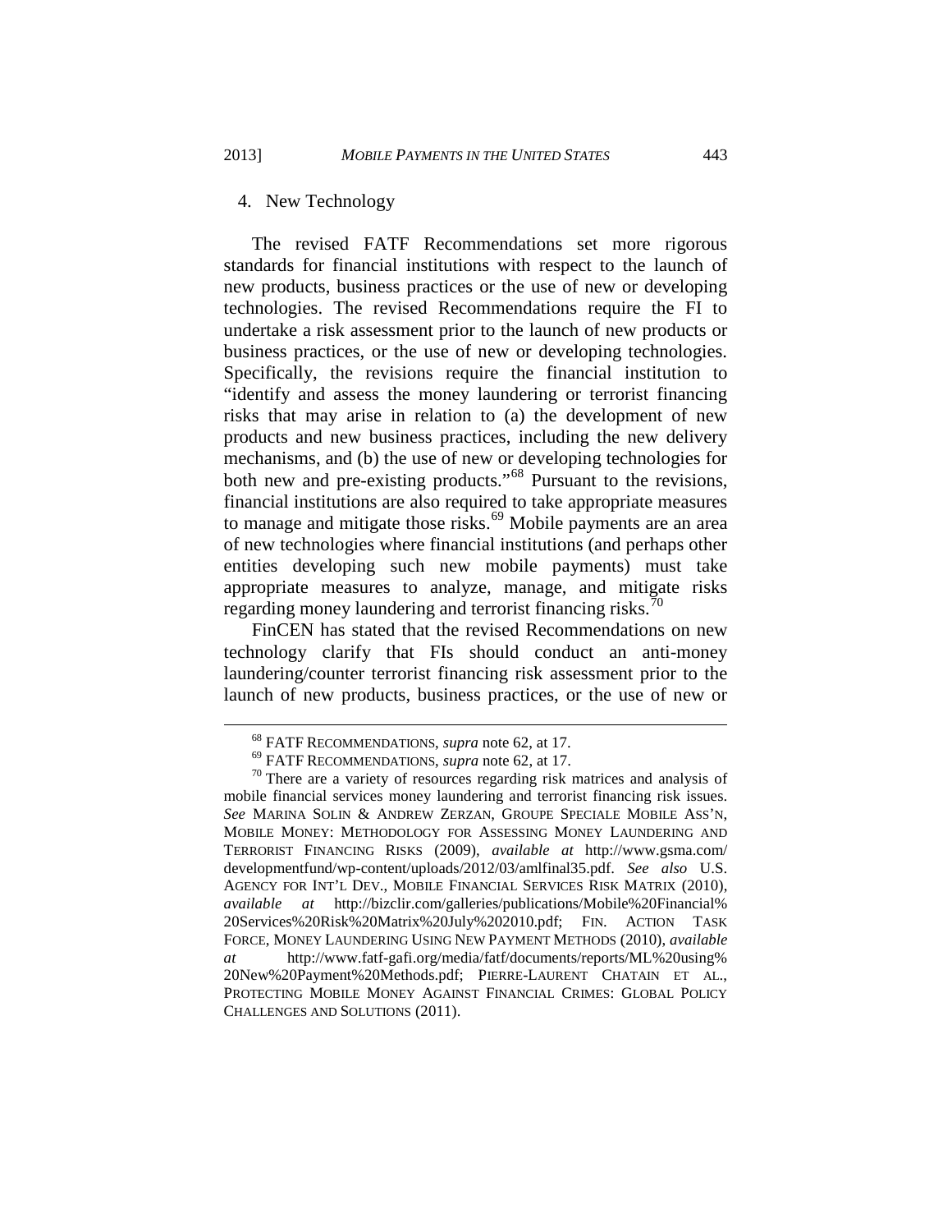#### 4. New Technology

The revised FATF Recommendations set more rigorous standards for financial institutions with respect to the launch of new products, business practices or the use of new or developing technologies. The revised Recommendations require the FI to undertake a risk assessment prior to the launch of new products or business practices, or the use of new or developing technologies. Specifically, the revisions require the financial institution to "identify and assess the money laundering or terrorist financing risks that may arise in relation to (a) the development of new products and new business practices, including the new delivery mechanisms, and (b) the use of new or developing technologies for both new and pre-existing products."[68] Pursuant to the revisions, financial institutions are also required to take appropriate measures to manage and mitigate those risks.[69] Mobile payments are an area of new technologies where financial institutions (and perhaps other entities developing such new mobile payments) must take appropriate measures to analyze, manage, and mitigate risks regarding money laundering and terrorist financing risks.[70]

FinCEN has stated that the revised Recommendations on new technology clarify that FIs should conduct an anti-money laundering/counter terrorist financing risk assessment prior to the launch of new products, business practices, or the use of new or

---

[68] FATF RECOMMENDATIONS, *supra* note 62, at 17.

[69] FATF RECOMMENDATIONS, *supra* note 62, at 17.

[70] There are a variety of resources regarding risk matrices and analysis of mobile financial services money laundering and terrorist financing risk issues. *See* MARINA SOLIN & ANDREW ZERZAN, GROUPE SPECIALE MOBILE ASS'N, MOBILE MONEY: METHODOLOGY FOR ASSESSING MONEY LAUNDERING AND TERRORIST FINANCING RISKS (2009), *available at* http://www.gsma.com/developmentfund/wp-content/uploads/2012/03/amlfinal35.pdf. *See also* U.S. AGENCY FOR INT'L DEV., MOBILE FINANCIAL SERVICES RISK MATRIX (2010), *available at* http://bizclir.com/galleries/publications/Mobile%20Financial%20Services%20Risk%20Matrix%20July%202010.pdf; FIN. ACTION TASK FORCE, MONEY LAUNDERING USING NEW PAYMENT METHODS (2010), *available at* http://www.fatf-gafi.org/media/fatf/documents/reports/ML%20using%20New%20Payment%20Methods.pdf; PIERRE-LAURENT CHATAIN ET AL., PROTECTING MOBILE MONEY AGAINST FINANCIAL CRIMES: GLOBAL POLICY CHALLENGES AND SOLUTIONS (2011).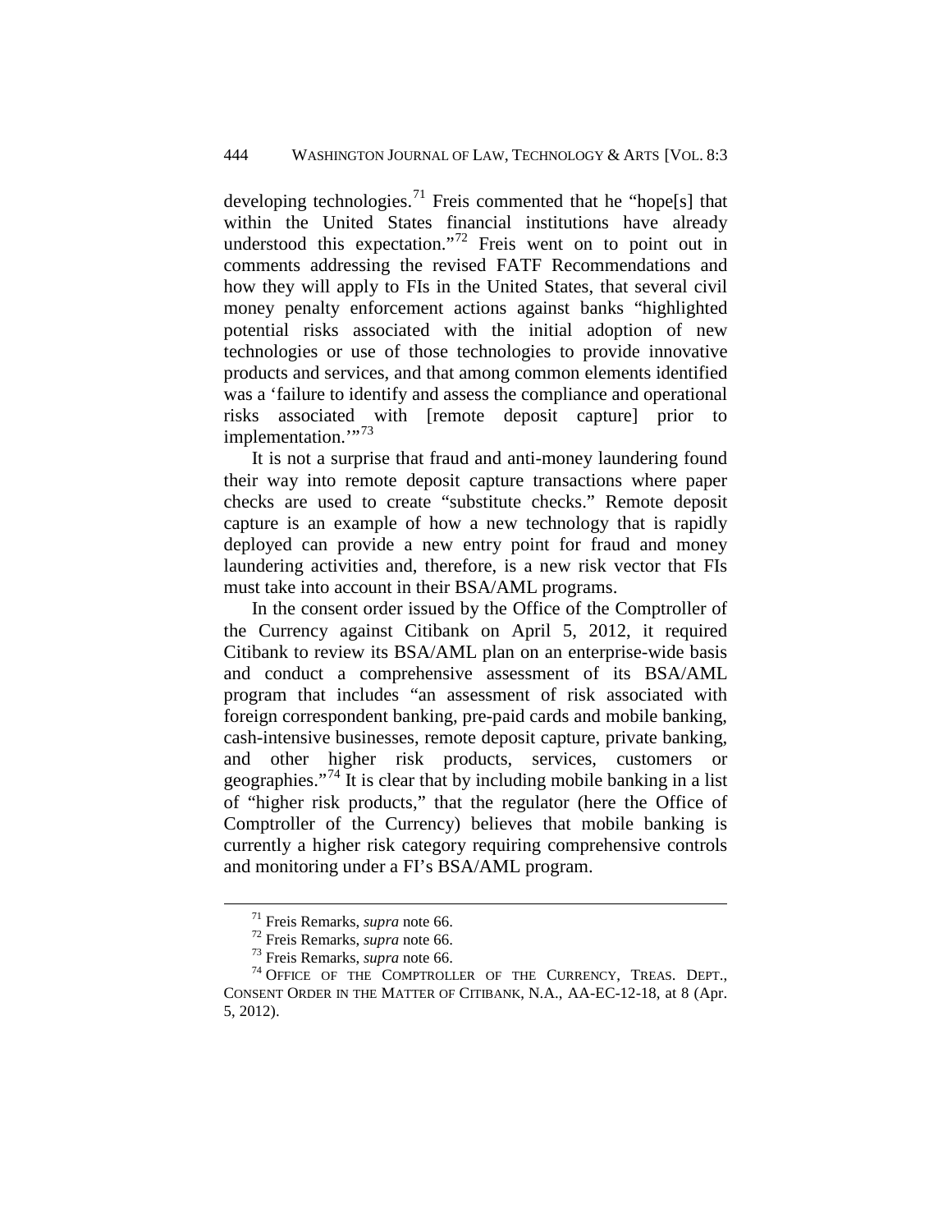developing technologies.[71] Freis commented that he "hope[s] that within the United States financial institutions have already understood this expectation."[72] Freis went on to point out in comments addressing the revised FATF Recommendations and how they will apply to FIs in the United States, that several civil money penalty enforcement actions against banks "highlighted potential risks associated with the initial adoption of new technologies or use of those technologies to provide innovative products and services, and that among common elements identified was a 'failure to identify and assess the compliance and operational risks associated with [remote deposit capture] prior to implementation.'"[73]

It is not a surprise that fraud and anti-money laundering found their way into remote deposit capture transactions where paper checks are used to create "substitute checks." Remote deposit capture is an example of how a new technology that is rapidly deployed can provide a new entry point for fraud and money laundering activities and, therefore, is a new risk vector that FIs must take into account in their BSA/AML programs.

In the consent order issued by the Office of the Comptroller of the Currency against Citibank on April 5, 2012, it required Citibank to review its BSA/AML plan on an enterprise-wide basis and conduct a comprehensive assessment of its BSA/AML program that includes "an assessment of risk associated with foreign correspondent banking, pre-paid cards and mobile banking, cash-intensive businesses, remote deposit capture, private banking, and other higher risk products, services, customers or geographies."[74] It is clear that by including mobile banking in a list of "higher risk products," that the regulator (here the Office of Comptroller of the Currency) believes that mobile banking is currently a higher risk category requiring comprehensive controls and monitoring under a FI's BSA/AML program.

---

[71] Freis Remarks, *supra* note 66.

[72] Freis Remarks, *supra* note 66.

[73] Freis Remarks, *supra* note 66.

[74] OFFICE OF THE COMPTROLLER OF THE CURRENCY, TREAS. DEPT., CONSENT ORDER IN THE MATTER OF CITIBANK, N.A., AA-EC-12-18, at 8 (Apr. 5, 2012).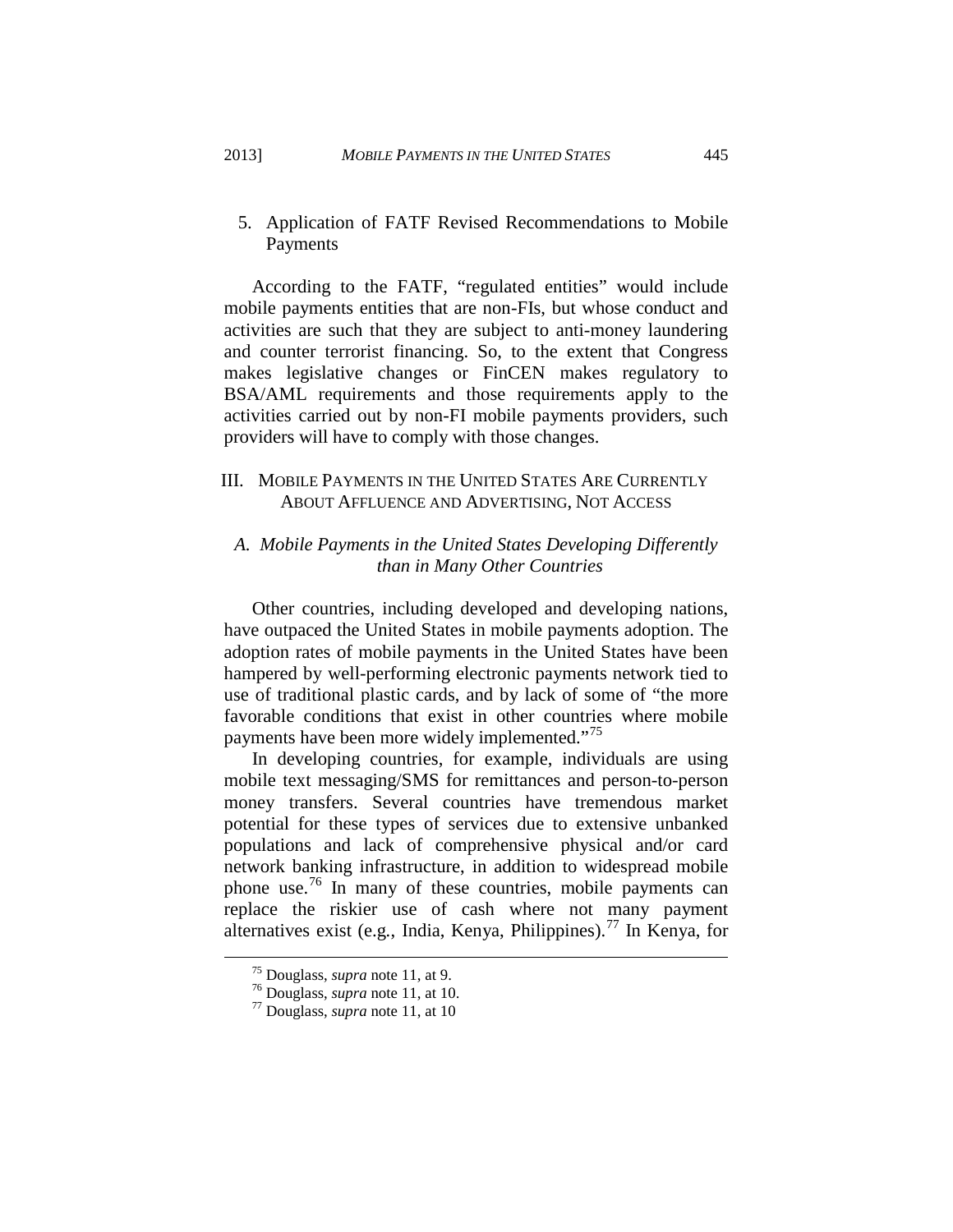5. Application of FATF Revised Recommendations to Mobile Payments

According to the FATF, "regulated entities" would include mobile payments entities that are non-FIs, but whose conduct and activities are such that they are subject to anti-money laundering and counter terrorist financing. So, to the extent that Congress makes legislative changes or FinCEN makes regulatory to BSA/AML requirements and those requirements apply to the activities carried out by non-FI mobile payments providers, such providers will have to comply with those changes.

## III. MOBILE PAYMENTS IN THE UNITED STATES ARE CURRENTLY ABOUT AFFLUENCE AND ADVERTISING, NOT ACCESS

### *A. Mobile Payments in the United States Developing Differently than in Many Other Countries*

Other countries, including developed and developing nations, have outpaced the United States in mobile payments adoption. The adoption rates of mobile payments in the United States have been hampered by well-performing electronic payments network tied to use of traditional plastic cards, and by lack of some of "the more favorable conditions that exist in other countries where mobile payments have been more widely implemented."[75]

In developing countries, for example, individuals are using mobile text messaging/SMS for remittances and person-to-person money transfers. Several countries have tremendous market potential for these types of services due to extensive unbanked populations and lack of comprehensive physical and/or card network banking infrastructure, in addition to widespread mobile phone use.[76] In many of these countries, mobile payments can replace the riskier use of cash where not many payment alternatives exist (e.g., India, Kenya, Philippines).[77] In Kenya, for

[75] Douglass, *supra* note 11, at 9.

[76] Douglass, *supra* note 11, at 10.

[77] Douglass, *supra* note 11, at 10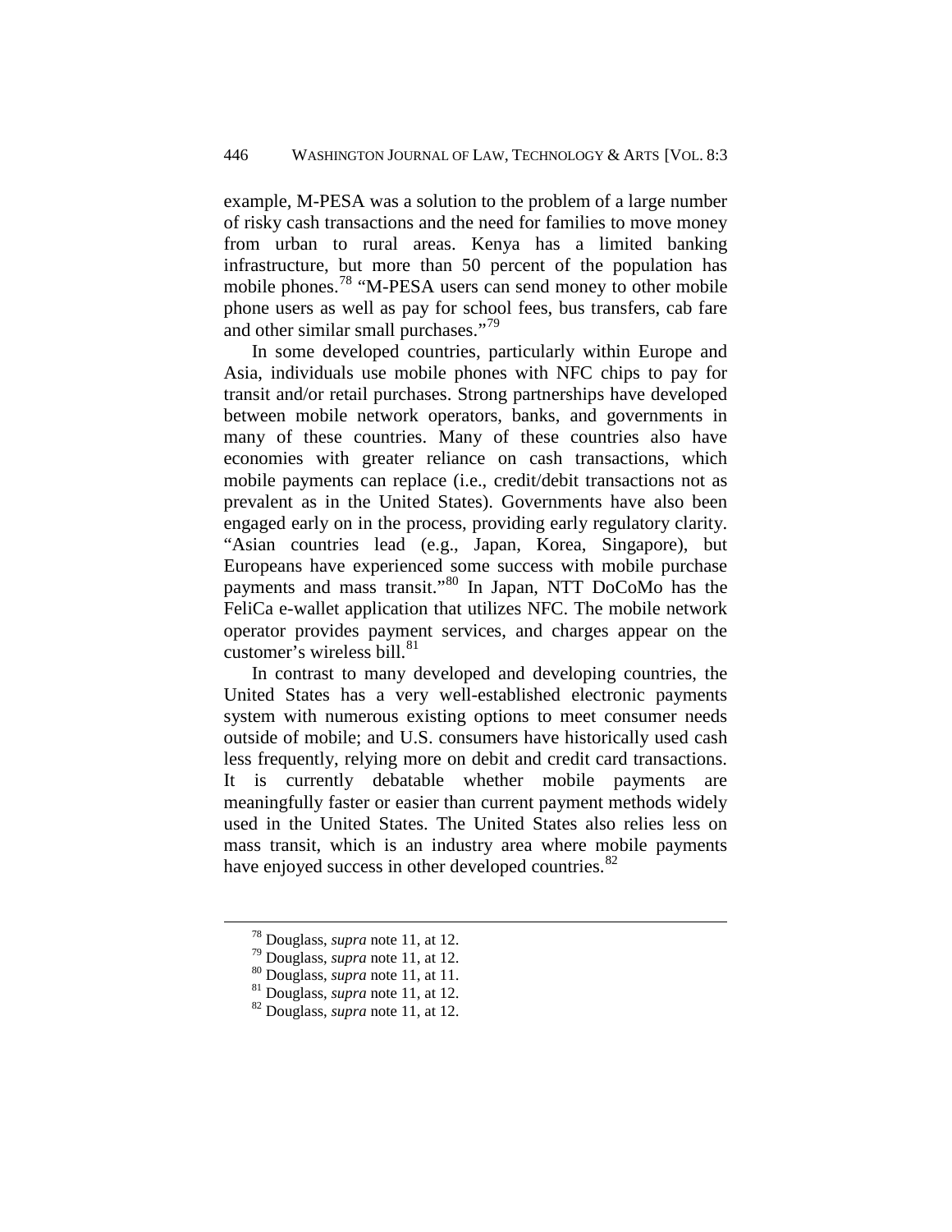example, M-PESA was a solution to the problem of a large number of risky cash transactions and the need for families to move money from urban to rural areas. Kenya has a limited banking infrastructure, but more than 50 percent of the population has mobile phones.[78] "M-PESA users can send money to other mobile phone users as well as pay for school fees, bus transfers, cab fare and other similar small purchases."[79]

In some developed countries, particularly within Europe and Asia, individuals use mobile phones with NFC chips to pay for transit and/or retail purchases. Strong partnerships have developed between mobile network operators, banks, and governments in many of these countries. Many of these countries also have economies with greater reliance on cash transactions, which mobile payments can replace (i.e., credit/debit transactions not as prevalent as in the United States). Governments have also been engaged early on in the process, providing early regulatory clarity. "Asian countries lead (e.g., Japan, Korea, Singapore), but Europeans have experienced some success with mobile purchase payments and mass transit."[80] In Japan, NTT DoCoMo has the FeliCa e-wallet application that utilizes NFC. The mobile network operator provides payment services, and charges appear on the customer's wireless bill.[81]

In contrast to many developed and developing countries, the United States has a very well-established electronic payments system with numerous existing options to meet consumer needs outside of mobile; and U.S. consumers have historically used cash less frequently, relying more on debit and credit card transactions. It is currently debatable whether mobile payments are meaningfully faster or easier than current payment methods widely used in the United States. The United States also relies less on mass transit, which is an industry area where mobile payments have enjoyed success in other developed countries.[82]

---

[78] Douglass, *supra* note 11, at 12.
[79] Douglass, *supra* note 11, at 12.
[80] Douglass, *supra* note 11, at 11.
[81] Douglass, *supra* note 11, at 12.
[82] Douglass, *supra* note 11, at 12.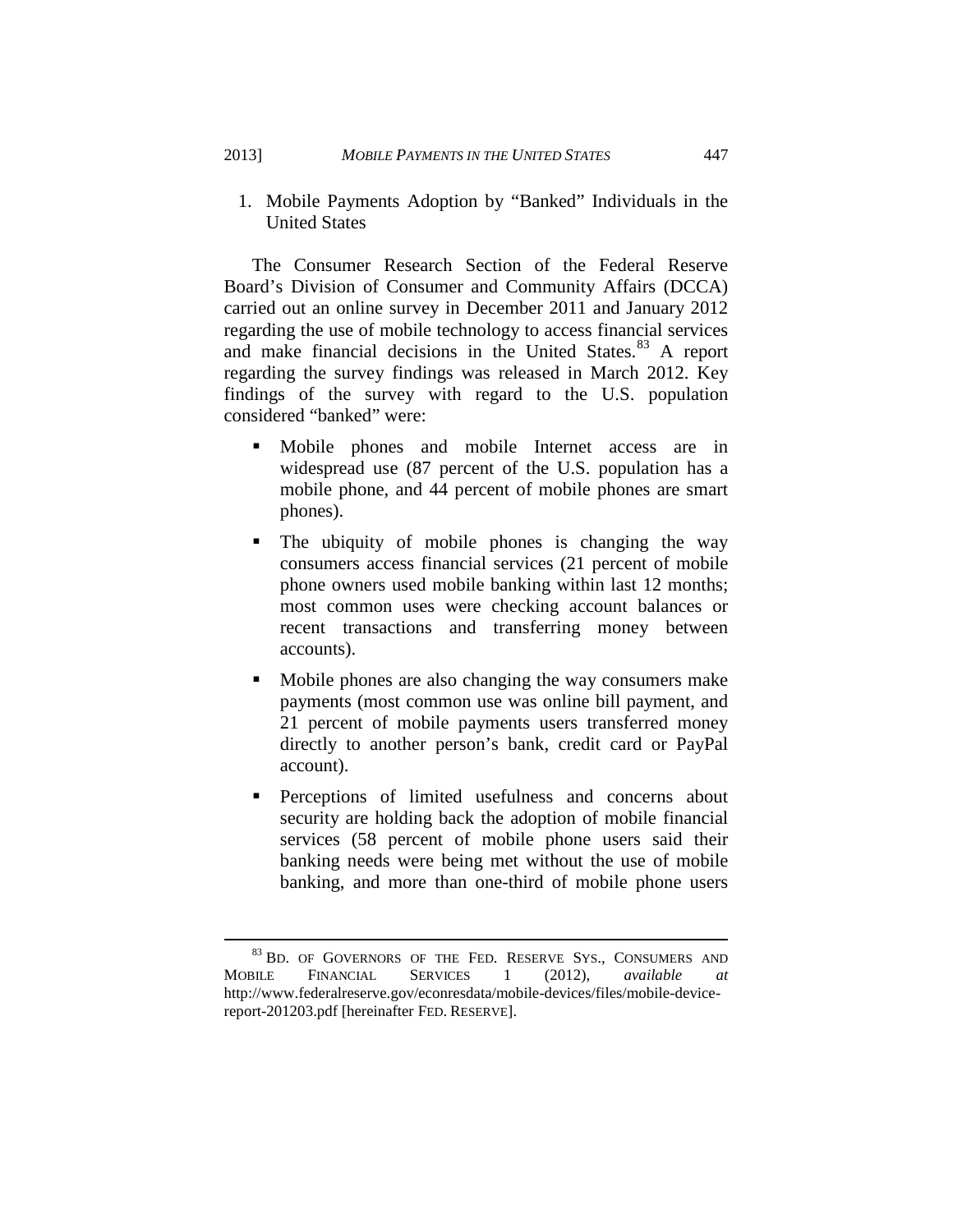1. Mobile Payments Adoption by "Banked" Individuals in the United States

The Consumer Research Section of the Federal Reserve Board's Division of Consumer and Community Affairs (DCCA) carried out an online survey in December 2011 and January 2012 regarding the use of mobile technology to access financial services and make financial decisions in the United States.[83] A report regarding the survey findings was released in March 2012. Key findings of the survey with regard to the U.S. population considered "banked" were:

- Mobile phones and mobile Internet access are in widespread use (87 percent of the U.S. population has a mobile phone, and 44 percent of mobile phones are smart phones).
- The ubiquity of mobile phones is changing the way consumers access financial services (21 percent of mobile phone owners used mobile banking within last 12 months; most common uses were checking account balances or recent transactions and transferring money between accounts).
- Mobile phones are also changing the way consumers make payments (most common use was online bill payment, and 21 percent of mobile payments users transferred money directly to another person's bank, credit card or PayPal account).
- Perceptions of limited usefulness and concerns about security are holding back the adoption of mobile financial services (58 percent of mobile phone users said their banking needs were being met without the use of mobile banking, and more than one-third of mobile phone users

---

[83] BD. OF GOVERNORS OF THE FED. RESERVE SYS., CONSUMERS AND MOBILE FINANCIAL SERVICES 1 (2012), *available at* http://www.federalreserve.gov/econresdata/mobile-devices/files/mobile-device-report-201203.pdf [hereinafter FED. RESERVE].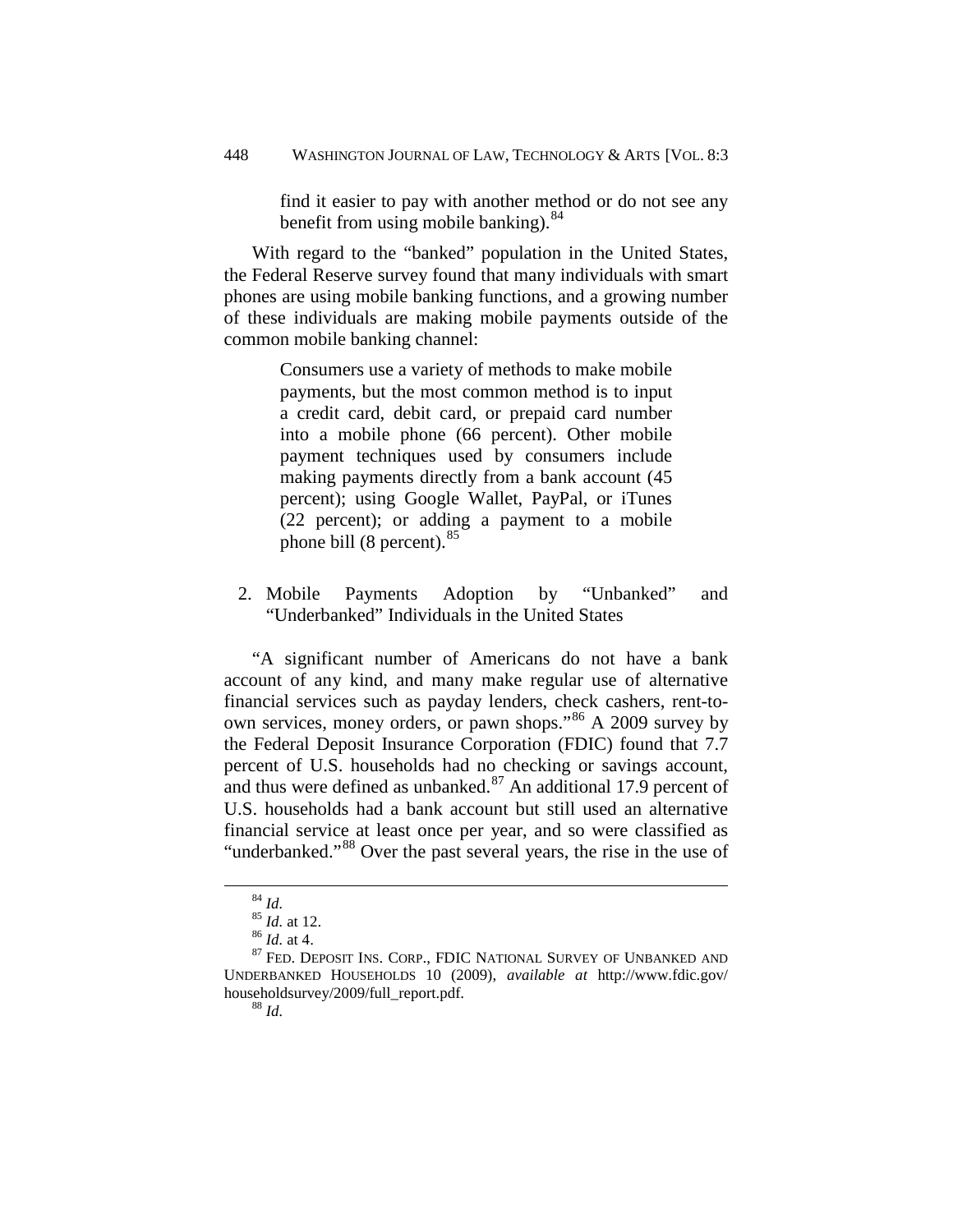> find it easier to pay with another method or do not see any benefit from using mobile banking).[84]

With regard to the "banked" population in the United States, the Federal Reserve survey found that many individuals with smart phones are using mobile banking functions, and a growing number of these individuals are making mobile payments outside of the common mobile banking channel:

> Consumers use a variety of methods to make mobile payments, but the most common method is to input a credit card, debit card, or prepaid card number into a mobile phone (66 percent). Other mobile payment techniques used by consumers include making payments directly from a bank account (45 percent); using Google Wallet, PayPal, or iTunes (22 percent); or adding a payment to a mobile phone bill (8 percent).[85]

2. Mobile Payments Adoption by "Unbanked" and "Underbanked" Individuals in the United States

"A significant number of Americans do not have a bank account of any kind, and many make regular use of alternative financial services such as payday lenders, check cashers, rent-to-own services, money orders, or pawn shops."[86] A 2009 survey by the Federal Deposit Insurance Corporation (FDIC) found that 7.7 percent of U.S. households had no checking or savings account, and thus were defined as unbanked.[87] An additional 17.9 percent of U.S. households had a bank account but still used an alternative financial service at least once per year, and so were classified as "underbanked."[88] Over the past several years, the rise in the use of

---

[84] *Id.*

[85] *Id.* at 12.

[86] *Id.* at 4.

[87] FED. DEPOSIT INS. CORP., FDIC NATIONAL SURVEY OF UNBANKED AND UNDERBANKED HOUSEHOLDS 10 (2009), *available at* http://www.fdic.gov/householdsurvey/2009/full_report.pdf.

[88] *Id.*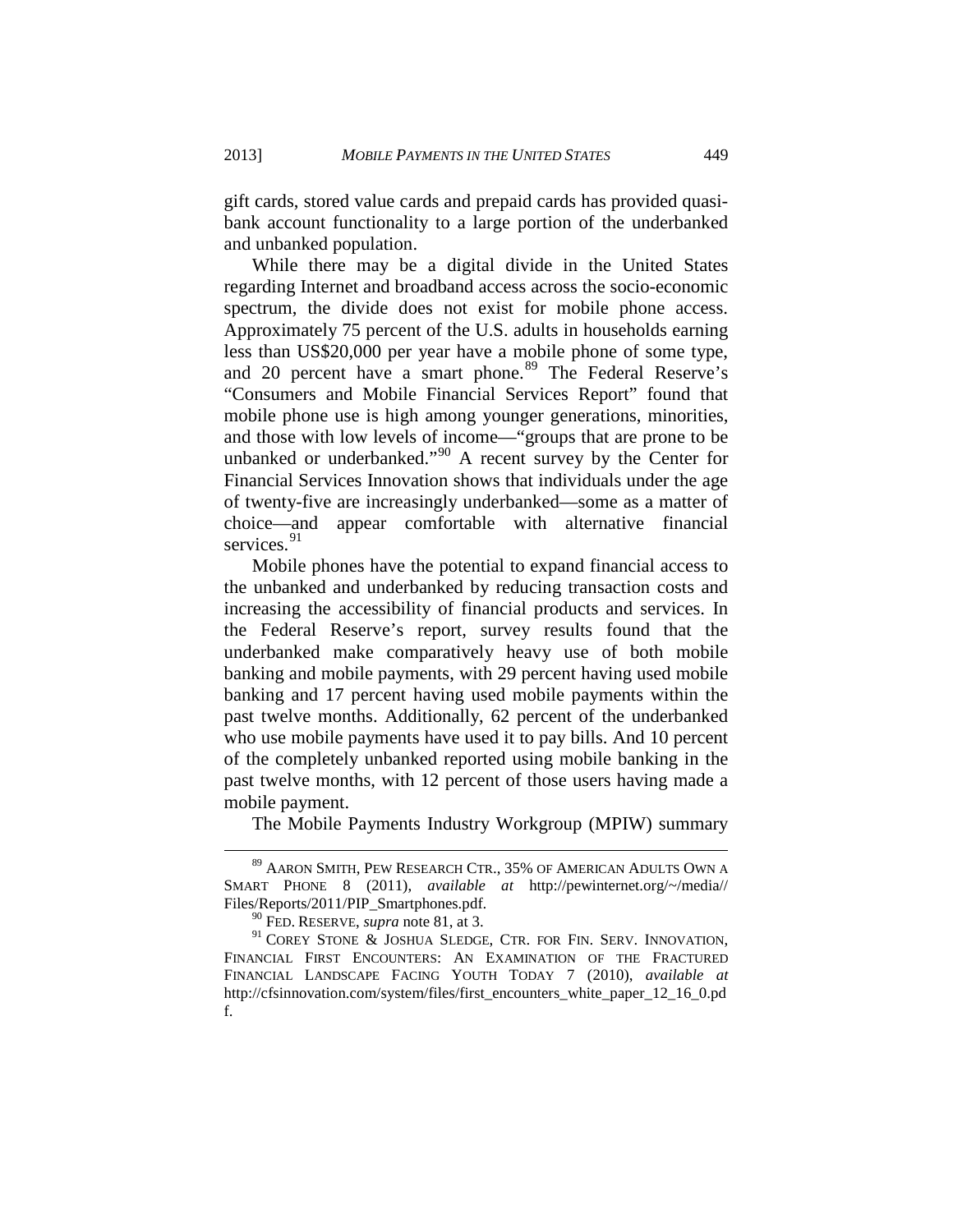gift cards, stored value cards and prepaid cards has provided quasi-bank account functionality to a large portion of the underbanked and unbanked population.

While there may be a digital divide in the United States regarding Internet and broadband access across the socio-economic spectrum, the divide does not exist for mobile phone access. Approximately 75 percent of the U.S. adults in households earning less than US$20,000 per year have a mobile phone of some type, and 20 percent have a smart phone.[89] The Federal Reserve's "Consumers and Mobile Financial Services Report" found that mobile phone use is high among younger generations, minorities, and those with low levels of income—"groups that are prone to be unbanked or underbanked."[90] A recent survey by the Center for Financial Services Innovation shows that individuals under the age of twenty-five are increasingly underbanked—some as a matter of choice—and appear comfortable with alternative financial services.[91]

Mobile phones have the potential to expand financial access to the unbanked and underbanked by reducing transaction costs and increasing the accessibility of financial products and services. In the Federal Reserve's report, survey results found that the underbanked make comparatively heavy use of both mobile banking and mobile payments, with 29 percent having used mobile banking and 17 percent having used mobile payments within the past twelve months. Additionally, 62 percent of the underbanked who use mobile payments have used it to pay bills. And 10 percent of the completely unbanked reported using mobile banking in the past twelve months, with 12 percent of those users having made a mobile payment.

The Mobile Payments Industry Workgroup (MPIW) summary

---

[89] AARON SMITH, PEW RESEARCH CTR., 35% OF AMERICAN ADULTS OWN A SMART PHONE 8 (2011), *available at* http://pewinternet.org/~/media//Files/Reports/2011/PIP_Smartphones.pdf.

[90] FED. RESERVE, *supra* note 81, at 3.

[91] COREY STONE & JOSHUA SLEDGE, CTR. FOR FIN. SERV. INNOVATION, FINANCIAL FIRST ENCOUNTERS: AN EXAMINATION OF THE FRACTURED FINANCIAL LANDSCAPE FACING YOUTH TODAY 7 (2010), *available at* http://cfsinnovation.com/system/files/first_encounters_white_paper_12_16_0.pdf.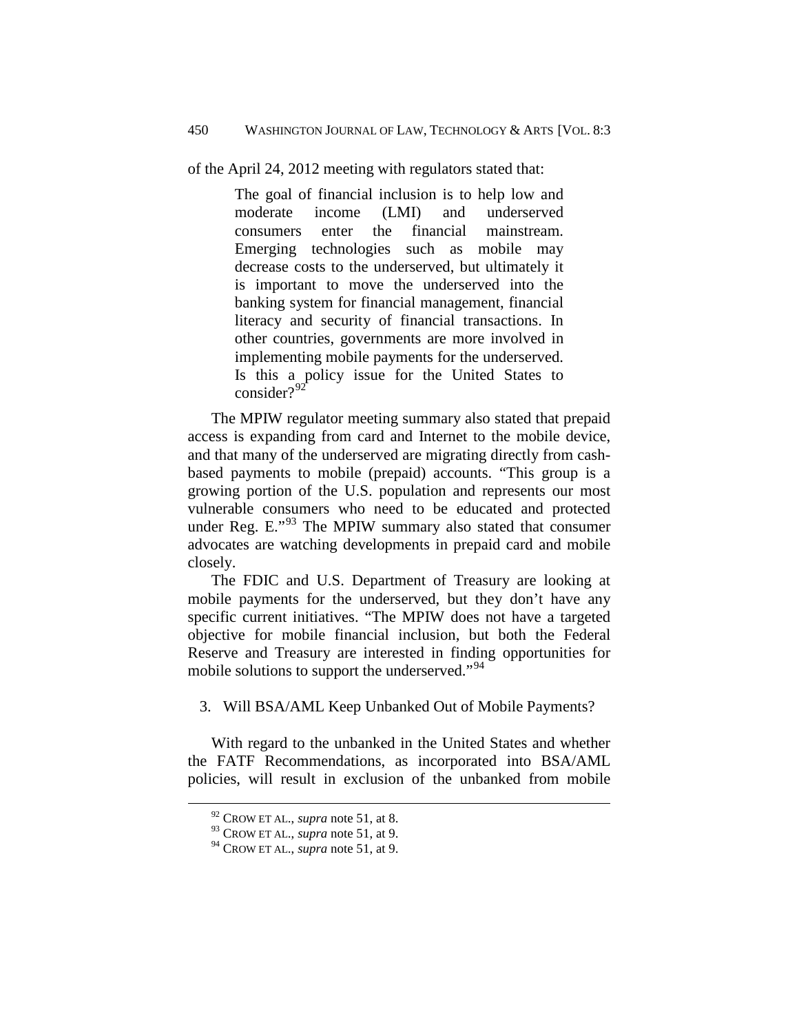of the April 24, 2012 meeting with regulators stated that:

> The goal of financial inclusion is to help low and moderate income (LMI) and underserved consumers enter the financial mainstream. Emerging technologies such as mobile may decrease costs to the underserved, but ultimately it is important to move the underserved into the banking system for financial management, financial literacy and security of financial transactions. In other countries, governments are more involved in implementing mobile payments for the underserved. Is this a policy issue for the United States to consider?[92]

The MPIW regulator meeting summary also stated that prepaid access is expanding from card and Internet to the mobile device, and that many of the underserved are migrating directly from cash-based payments to mobile (prepaid) accounts. "This group is a growing portion of the U.S. population and represents our most vulnerable consumers who need to be educated and protected under Reg. E."[93] The MPIW summary also stated that consumer advocates are watching developments in prepaid card and mobile closely.

The FDIC and U.S. Department of Treasury are looking at mobile payments for the underserved, but they don't have any specific current initiatives. "The MPIW does not have a targeted objective for mobile financial inclusion, but both the Federal Reserve and Treasury are interested in finding opportunities for mobile solutions to support the underserved."[94]

### 3. Will BSA/AML Keep Unbanked Out of Mobile Payments?

With regard to the unbanked in the United States and whether the FATF Recommendations, as incorporated into BSA/AML policies, will result in exclusion of the unbanked from mobile

---

[92] CROW ET AL., *supra* note 51, at 8.

[93] CROW ET AL., *supra* note 51, at 9.

[94] CROW ET AL., *supra* note 51, at 9.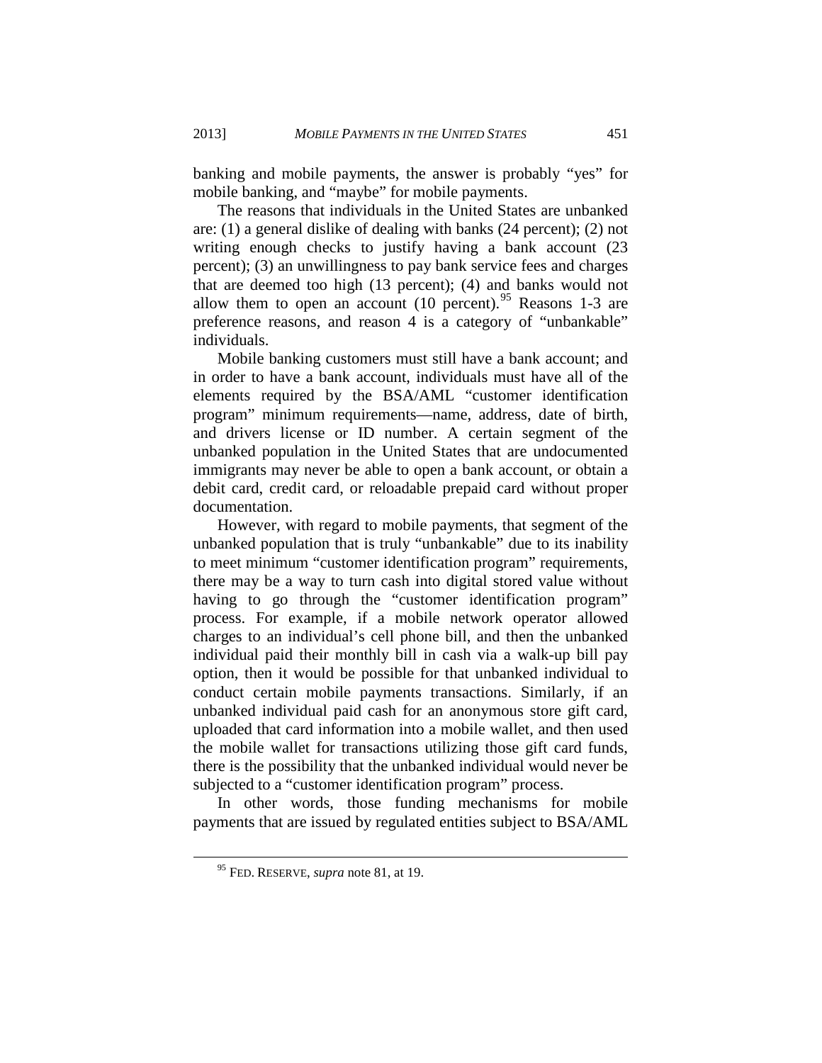banking and mobile payments, the answer is probably "yes" for mobile banking, and "maybe" for mobile payments.

The reasons that individuals in the United States are unbanked are: (1) a general dislike of dealing with banks (24 percent); (2) not writing enough checks to justify having a bank account (23 percent); (3) an unwillingness to pay bank service fees and charges that are deemed too high (13 percent); (4) and banks would not allow them to open an account (10 percent).[95] Reasons 1-3 are preference reasons, and reason 4 is a category of "unbankable" individuals.

Mobile banking customers must still have a bank account; and in order to have a bank account, individuals must have all of the elements required by the BSA/AML "customer identification program" minimum requirements—name, address, date of birth, and drivers license or ID number. A certain segment of the unbanked population in the United States that are undocumented immigrants may never be able to open a bank account, or obtain a debit card, credit card, or reloadable prepaid card without proper documentation.

However, with regard to mobile payments, that segment of the unbanked population that is truly "unbankable" due to its inability to meet minimum "customer identification program" requirements, there may be a way to turn cash into digital stored value without having to go through the "customer identification program" process. For example, if a mobile network operator allowed charges to an individual's cell phone bill, and then the unbanked individual paid their monthly bill in cash via a walk-up bill pay option, then it would be possible for that unbanked individual to conduct certain mobile payments transactions. Similarly, if an unbanked individual paid cash for an anonymous store gift card, uploaded that card information into a mobile wallet, and then used the mobile wallet for transactions utilizing those gift card funds, there is the possibility that the unbanked individual would never be subjected to a "customer identification program" process.

In other words, those funding mechanisms for mobile payments that are issued by regulated entities subject to BSA/AML

---

[95] FED. RESERVE, *supra* note 81, at 19.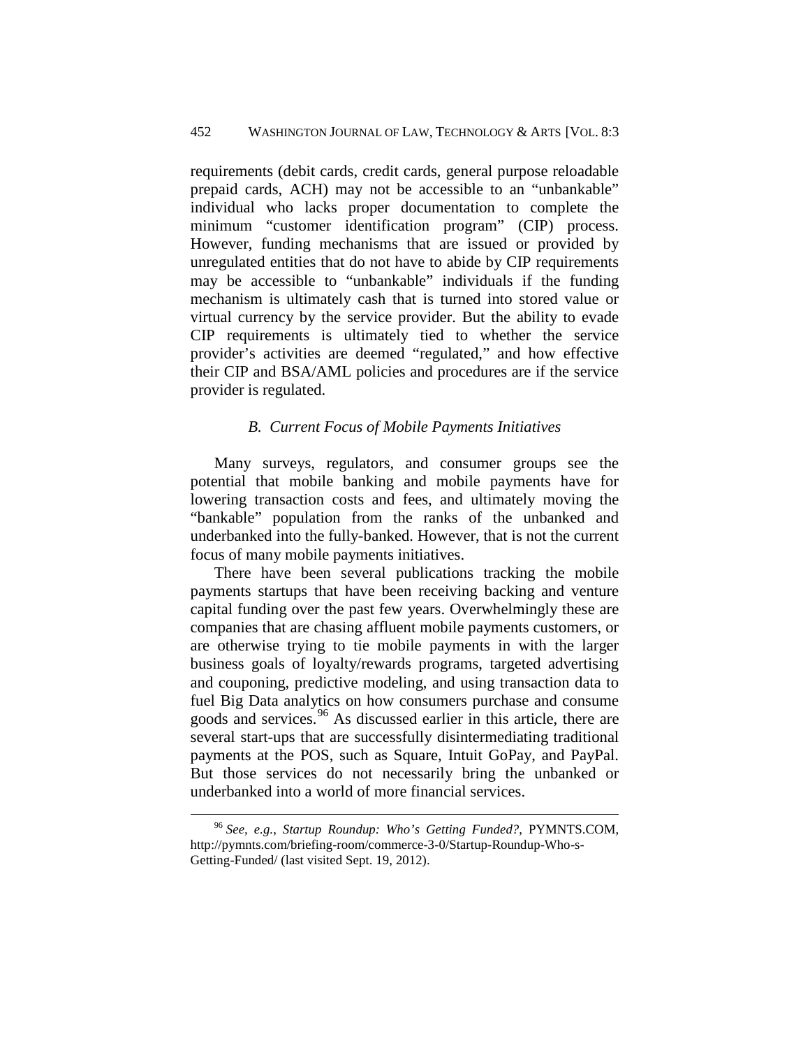requirements (debit cards, credit cards, general purpose reloadable prepaid cards, ACH) may not be accessible to an "unbankable" individual who lacks proper documentation to complete the minimum "customer identification program" (CIP) process. However, funding mechanisms that are issued or provided by unregulated entities that do not have to abide by CIP requirements may be accessible to "unbankable" individuals if the funding mechanism is ultimately cash that is turned into stored value or virtual currency by the service provider. But the ability to evade CIP requirements is ultimately tied to whether the service provider's activities are deemed "regulated," and how effective their CIP and BSA/AML policies and procedures are if the service provider is regulated.

### *B. Current Focus of Mobile Payments Initiatives*

Many surveys, regulators, and consumer groups see the potential that mobile banking and mobile payments have for lowering transaction costs and fees, and ultimately moving the "bankable" population from the ranks of the unbanked and underbanked into the fully-banked. However, that is not the current focus of many mobile payments initiatives.

There have been several publications tracking the mobile payments startups that have been receiving backing and venture capital funding over the past few years. Overwhelmingly these are companies that are chasing affluent mobile payments customers, or are otherwise trying to tie mobile payments in with the larger business goals of loyalty/rewards programs, targeted advertising and couponing, predictive modeling, and using transaction data to fuel Big Data analytics on how consumers purchase and consume goods and services.[96] As discussed earlier in this article, there are several start-ups that are successfully disintermediating traditional payments at the POS, such as Square, Intuit GoPay, and PayPal. But those services do not necessarily bring the unbanked or underbanked into a world of more financial services.

---

[96] *See, e.g.*, *Startup Roundup: Who's Getting Funded?*, PYMNTS.COM, http://pymnts.com/briefing-room/commerce-3-0/Startup-Roundup-Who-s-Getting-Funded/ (last visited Sept. 19, 2012).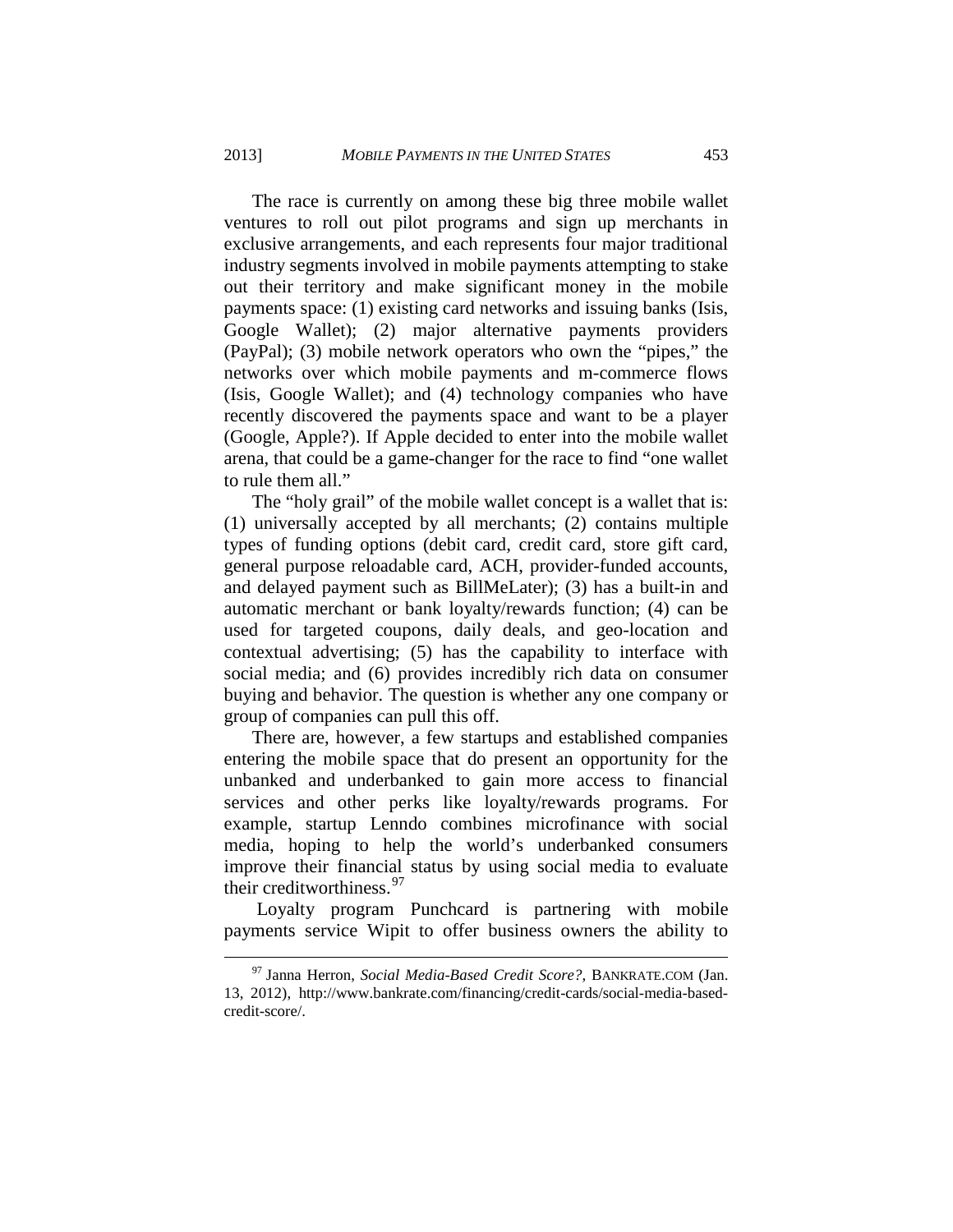The race is currently on among these big three mobile wallet ventures to roll out pilot programs and sign up merchants in exclusive arrangements, and each represents four major traditional industry segments involved in mobile payments attempting to stake out their territory and make significant money in the mobile payments space: (1) existing card networks and issuing banks (Isis, Google Wallet); (2) major alternative payments providers (PayPal); (3) mobile network operators who own the "pipes," the networks over which mobile payments and m-commerce flows (Isis, Google Wallet); and (4) technology companies who have recently discovered the payments space and want to be a player (Google, Apple?). If Apple decided to enter into the mobile wallet arena, that could be a game-changer for the race to find "one wallet to rule them all."

The "holy grail" of the mobile wallet concept is a wallet that is: (1) universally accepted by all merchants; (2) contains multiple types of funding options (debit card, credit card, store gift card, general purpose reloadable card, ACH, provider-funded accounts, and delayed payment such as BillMeLater); (3) has a built-in and automatic merchant or bank loyalty/rewards function; (4) can be used for targeted coupons, daily deals, and geo-location and contextual advertising; (5) has the capability to interface with social media; and (6) provides incredibly rich data on consumer buying and behavior. The question is whether any one company or group of companies can pull this off.

There are, however, a few startups and established companies entering the mobile space that do present an opportunity for the unbanked and underbanked to gain more access to financial services and other perks like loyalty/rewards programs. For example, startup Lenndo combines microfinance with social media, hoping to help the world's underbanked consumers improve their financial status by using social media to evaluate their creditworthiness.[97]

Loyalty program Punchcard is partnering with mobile payments service Wipit to offer business owners the ability to

---

[97] Janna Herron, *Social Media-Based Credit Score?*, BANKRATE.COM (Jan. 13, 2012), http://www.bankrate.com/financing/credit-cards/social-media-based-credit-score/.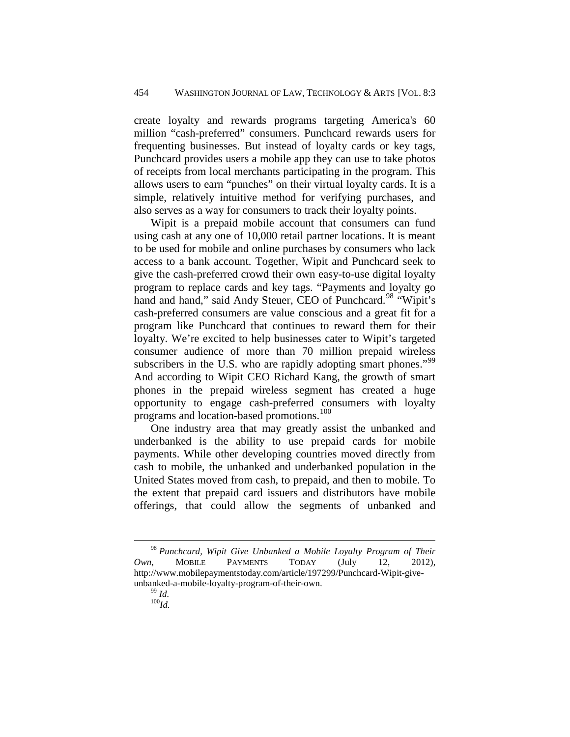create loyalty and rewards programs targeting America's 60 million "cash-preferred" consumers. Punchcard rewards users for frequenting businesses. But instead of loyalty cards or key tags, Punchcard provides users a mobile app they can use to take photos of receipts from local merchants participating in the program. This allows users to earn "punches" on their virtual loyalty cards. It is a simple, relatively intuitive method for verifying purchases, and also serves as a way for consumers to track their loyalty points.

Wipit is a prepaid mobile account that consumers can fund using cash at any one of 10,000 retail partner locations. It is meant to be used for mobile and online purchases by consumers who lack access to a bank account. Together, Wipit and Punchcard seek to give the cash-preferred crowd their own easy-to-use digital loyalty program to replace cards and key tags. "Payments and loyalty go hand and hand," said Andy Steuer, CEO of Punchcard.[98] "Wipit's cash-preferred consumers are value conscious and a great fit for a program like Punchcard that continues to reward them for their loyalty. We're excited to help businesses cater to Wipit's targeted consumer audience of more than 70 million prepaid wireless subscribers in the U.S. who are rapidly adopting smart phones."[99] And according to Wipit CEO Richard Kang, the growth of smart phones in the prepaid wireless segment has created a huge opportunity to engage cash-preferred consumers with loyalty programs and location-based promotions.[100]

One industry area that may greatly assist the unbanked and underbanked is the ability to use prepaid cards for mobile payments. While other developing countries moved directly from cash to mobile, the unbanked and underbanked population in the United States moved from cash, to prepaid, and then to mobile. To the extent that prepaid card issuers and distributors have mobile offerings, that could allow the segments of unbanked and

---

[98] *Punchcard, Wipit Give Unbanked a Mobile Loyalty Program of Their Own*, MOBILE PAYMENTS TODAY (July 12, 2012), http://www.mobilepaymentstoday.com/article/197299/Punchcard-Wipit-give-unbanked-a-mobile-loyalty-program-of-their-own.

[99] *Id.*

[100] *Id.*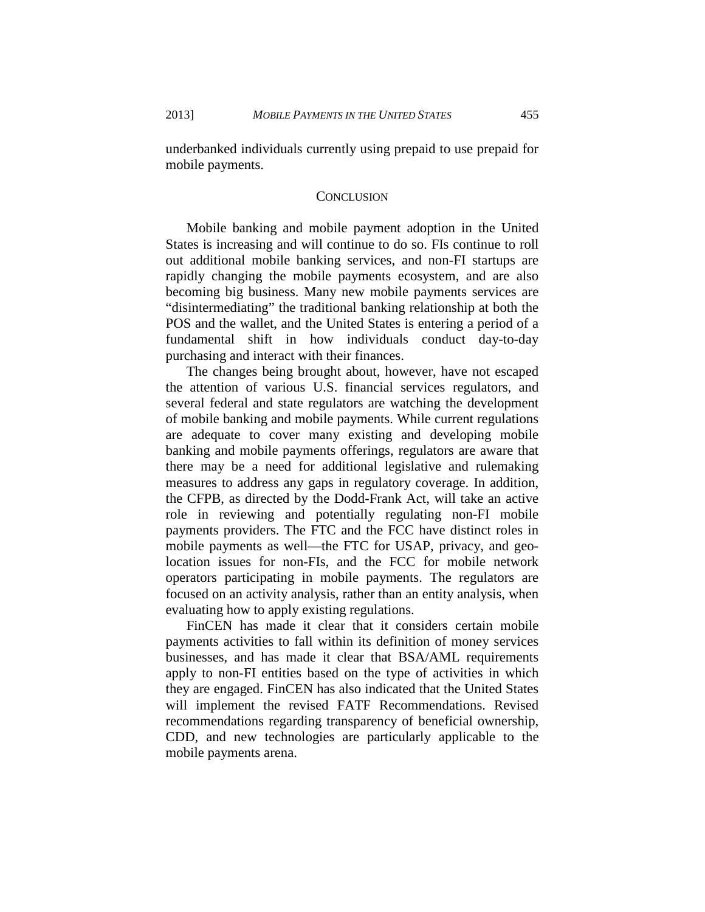underbanked individuals currently using prepaid to use prepaid for mobile payments.

## CONCLUSION

Mobile banking and mobile payment adoption in the United States is increasing and will continue to do so. FIs continue to roll out additional mobile banking services, and non-FI startups are rapidly changing the mobile payments ecosystem, and are also becoming big business. Many new mobile payments services are "disintermediating" the traditional banking relationship at both the POS and the wallet, and the United States is entering a period of a fundamental shift in how individuals conduct day-to-day purchasing and interact with their finances.

The changes being brought about, however, have not escaped the attention of various U.S. financial services regulators, and several federal and state regulators are watching the development of mobile banking and mobile payments. While current regulations are adequate to cover many existing and developing mobile banking and mobile payments offerings, regulators are aware that there may be a need for additional legislative and rulemaking measures to address any gaps in regulatory coverage. In addition, the CFPB, as directed by the Dodd-Frank Act, will take an active role in reviewing and potentially regulating non-FI mobile payments providers. The FTC and the FCC have distinct roles in mobile payments as well—the FTC for USAP, privacy, and geo-location issues for non-FIs, and the FCC for mobile network operators participating in mobile payments. The regulators are focused on an activity analysis, rather than an entity analysis, when evaluating how to apply existing regulations.

FinCEN has made it clear that it considers certain mobile payments activities to fall within its definition of money services businesses, and has made it clear that BSA/AML requirements apply to non-FI entities based on the type of activities in which they are engaged. FinCEN has also indicated that the United States will implement the revised FATF Recommendations. Revised recommendations regarding transparency of beneficial ownership, CDD, and new technologies are particularly applicable to the mobile payments arena.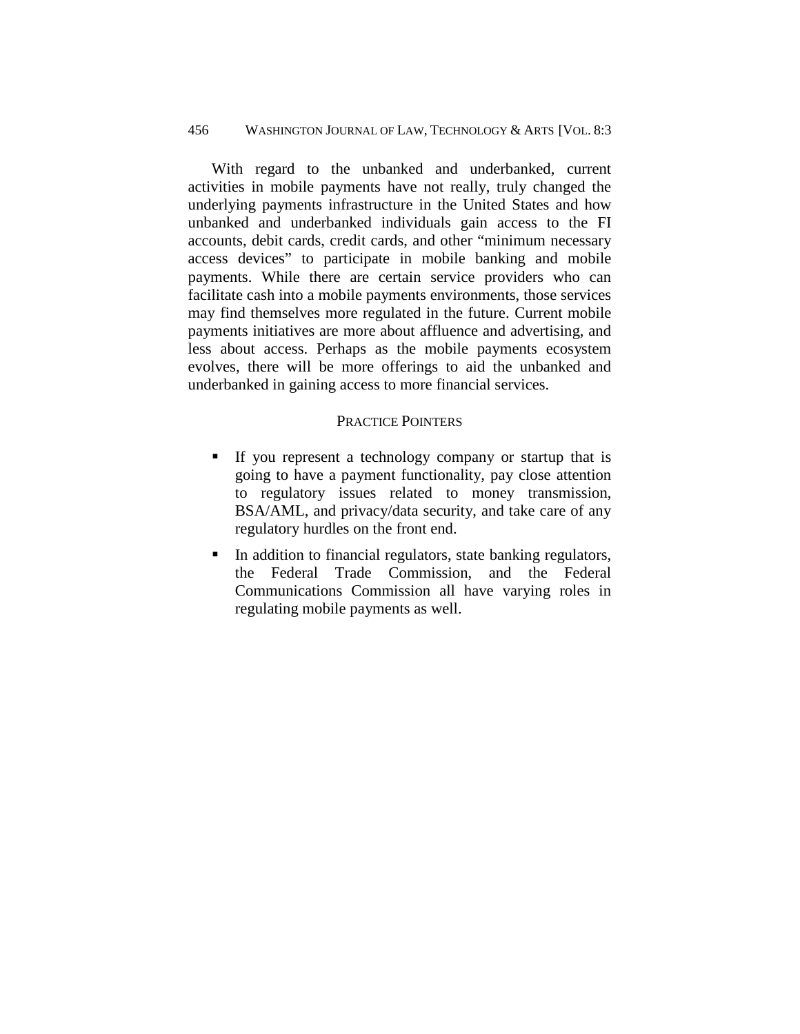With regard to the unbanked and underbanked, current activities in mobile payments have not really, truly changed the underlying payments infrastructure in the United States and how unbanked and underbanked individuals gain access to the FI accounts, debit cards, credit cards, and other "minimum necessary access devices" to participate in mobile banking and mobile payments. While there are certain service providers who can facilitate cash into a mobile payments environments, those services may find themselves more regulated in the future. Current mobile payments initiatives are more about affluence and advertising, and less about access. Perhaps as the mobile payments ecosystem evolves, there will be more offerings to aid the unbanked and underbanked in gaining access to more financial services.

## PRACTICE POINTERS

- If you represent a technology company or startup that is going to have a payment functionality, pay close attention to regulatory issues related to money transmission, BSA/AML, and privacy/data security, and take care of any regulatory hurdles on the front end.
- In addition to financial regulators, state banking regulators, the Federal Trade Commission, and the Federal Communications Commission all have varying roles in regulating mobile payments as well.